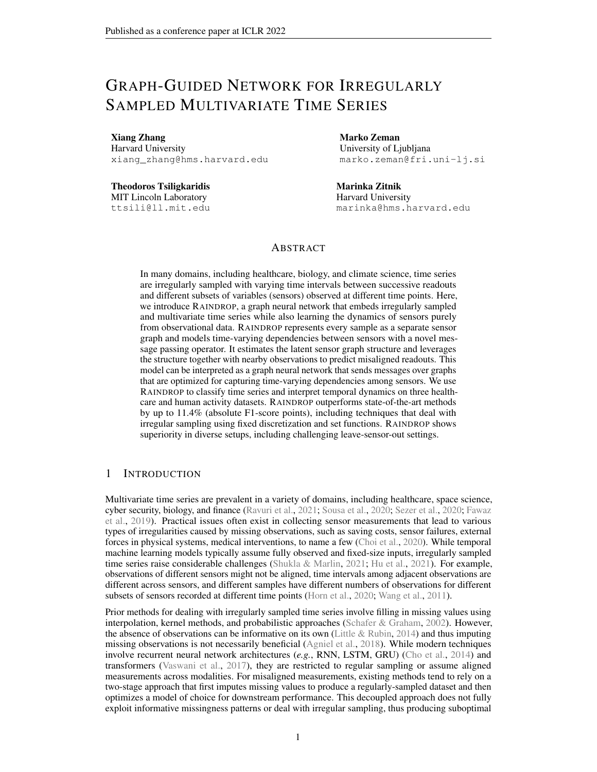# GRAPH-GUIDED NETWORK FOR IRREGULARLY SAMPLED MULTIVARIATE TIME SERIES

**Xiang Zhang**
Harvard University
xiang_zhang@hms.harvard.edu

**Marko Zeman**
University of Ljubljana
marko.zeman@fri.uni-lj.si

**Theodoros Tsiligkaridis**
MIT Lincoln Laboratory
ttsili@ll.mit.edu

**Marinka Zitnik**
Harvard University
marinka@hms.harvard.edu

## ABSTRACT

In many domains, including healthcare, biology, and climate science, time series are irregularly sampled with varying time intervals between successive readouts and different subsets of variables (sensors) observed at different time points. Here, we introduce RAINDROP, a graph neural network that embeds irregularly sampled and multivariate time series while also learning the dynamics of sensors purely from observational data. RAINDROP represents every sample as a separate sensor graph and models time-varying dependencies between sensors with a novel message passing operator. It estimates the latent sensor graph structure and leverages the structure together with nearby observations to predict misaligned readouts. This model can be interpreted as a graph neural network that sends messages over graphs that are optimized for capturing time-varying dependencies among sensors. We use RAINDROP to classify time series and interpret temporal dynamics on three healthcare and human activity datasets. RAINDROP outperforms state-of-the-art methods by up to 11.4% (absolute F1-score points), including techniques that deal with irregular sampling using fixed discretization and set functions. RAINDROP shows superiority in diverse setups, including challenging leave-sensor-out settings.

## 1 INTRODUCTION

Multivariate time series are prevalent in a variety of domains, including healthcare, space science, cyber security, biology, and finance (Ravuri et al., 2021; Sousa et al., 2020; Sezer et al., 2020; Fawaz et al., 2019). Practical issues often exist in collecting sensor measurements that lead to various types of irregularities caused by missing observations, such as saving costs, sensor failures, external forces in physical systems, medical interventions, to name a few (Choi et al., 2020). While temporal machine learning models typically assume fully observed and fixed-size inputs, irregularly sampled time series raise considerable challenges (Shukla & Marlin, 2021; Hu et al., 2021). For example, observations of different sensors might not be aligned, time intervals among adjacent observations are different across sensors, and different samples have different numbers of observations for different subsets of sensors recorded at different time points (Horn et al., 2020; Wang et al., 2011).

Prior methods for dealing with irregularly sampled time series involve filling in missing values using interpolation, kernel methods, and probabilistic approaches (Schafer & Graham, 2002). However, the absence of observations can be informative on its own (Little & Rubin, 2014) and thus imputing missing observations is not necessarily beneficial (Agniel et al., 2018). While modern techniques involve recurrent neural network architectures (*e.g.*, RNN, LSTM, GRU) (Cho et al., 2014) and transformers (Vaswani et al., 2017), they are restricted to regular sampling or assume aligned measurements across modalities. For misaligned measurements, existing methods tend to rely on a two-stage approach that first imputes missing values to produce a regularly-sampled dataset and then optimizes a model of choice for downstream performance. This decoupled approach does not fully exploit informative missingness patterns or deal with irregular sampling, thus producing suboptimal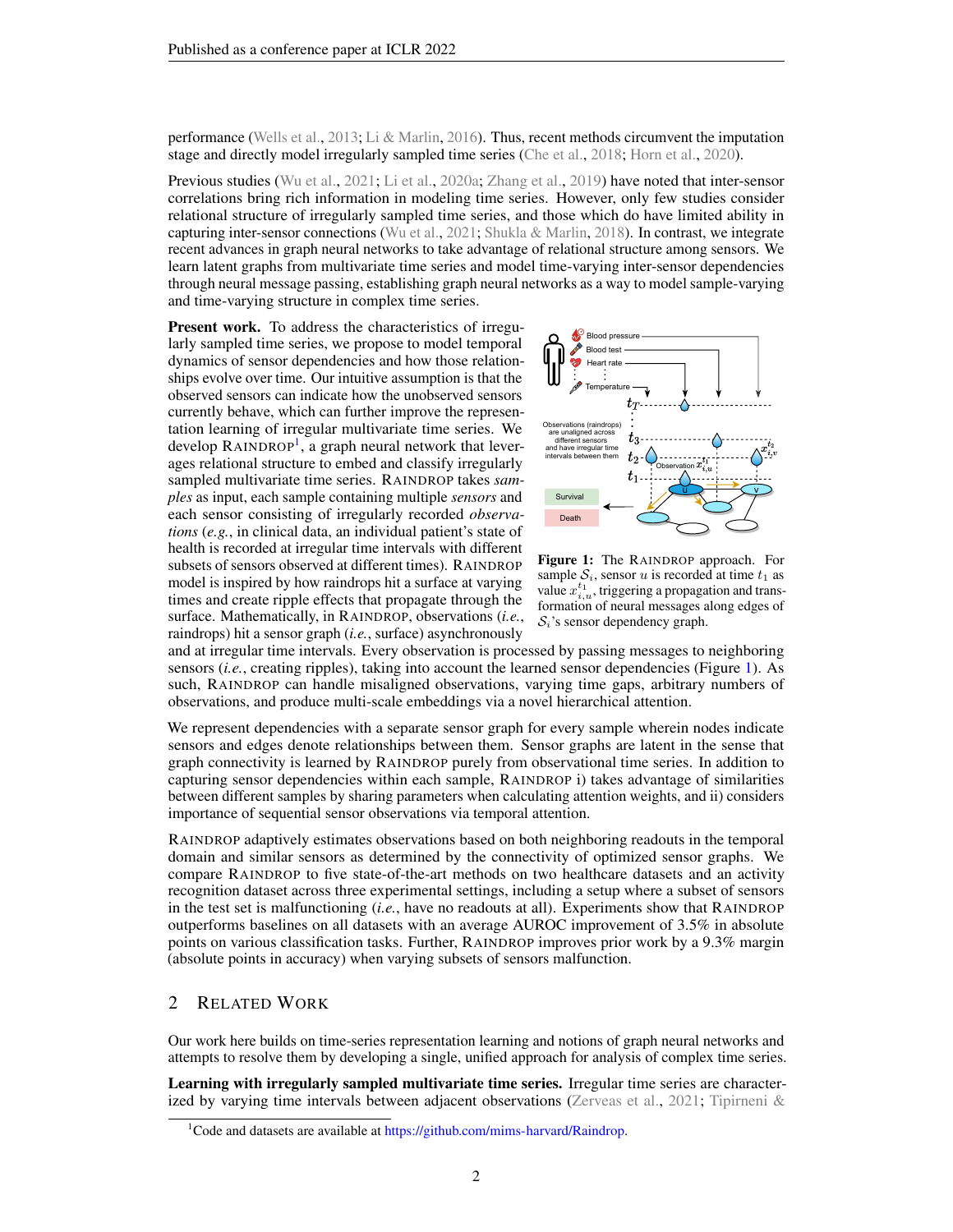performance (Wells et al., 2013; Li & Marlin, 2016). Thus, recent methods circumvent the imputation stage and directly model irregularly sampled time series (Che et al., 2018; Horn et al., 2020).

Previous studies (Wu et al., 2021; Li et al., 2020a; Zhang et al., 2019) have noted that inter-sensor correlations bring rich information in modeling time series. However, only few studies consider relational structure of irregularly sampled time series, and those which do have limited ability in capturing inter-sensor connections (Wu et al., 2021; Shukla & Marlin, 2018). In contrast, we integrate recent advances in graph neural networks to take advantage of relational structure among sensors. We learn latent graphs from multivariate time series and model time-varying inter-sensor dependencies through neural message passing, establishing graph neural networks as a way to model sample-varying and time-varying structure in complex time series.

**Present work.** To address the characteristics of irregularly sampled time series, we propose to model temporal dynamics of sensor dependencies and how those relationships evolve over time. Our intuitive assumption is that the observed sensors can indicate how the unobserved sensors currently behave, which can further improve the representation learning of irregular multivariate time series. We develop RAINDROP[1], a graph neural network that leverages relational structure to embed and classify irregularly sampled multivariate time series. RAINDROP takes *samples* as input, each sample containing multiple *sensors* and each sensor consisting of irregularly recorded *observations* (*e.g.*, in clinical data, an individual patient's state of health is recorded at irregular time intervals with different subsets of sensors observed at different times). RAINDROP model is inspired by how raindrops hit a surface at varying times and create ripple effects that propagate through the surface. Mathematically, in RAINDROP, observations (*i.e.*, raindrops) hit a sensor graph (*i.e.*, surface) asynchronously and at irregular time intervals. Every observation is processed by passing messages to neighboring sensors (*i.e.*, creating ripples), taking into account the learned sensor dependencies (Figure 1). As such, RAINDROP can handle misaligned observations, varying time gaps, arbitrary numbers of observations, and produce multi-scale embeddings via a novel hierarchical attention.

**Figure 1:** The RAINDROP approach. For sample $\mathcal{S}_i$, sensor $u$ is recorded at time $t_1$ as value $x_{i,u}^{t_1}$, triggering a propagation and transformation of neural messages along edges of $\mathcal{S}_i$'s sensor dependency graph.

We represent dependencies with a separate sensor graph for every sample wherein nodes indicate sensors and edges denote relationships between them. Sensor graphs are latent in the sense that graph connectivity is learned by RAINDROP purely from observational time series. In addition to capturing sensor dependencies within each sample, RAINDROP i) takes advantage of similarities between different samples by sharing parameters when calculating attention weights, and ii) considers importance of sequential sensor observations via temporal attention.

RAINDROP adaptively estimates observations based on both neighboring readouts in the temporal domain and similar sensors as determined by the connectivity of optimized sensor graphs. We compare RAINDROP to five state-of-the-art methods on two healthcare datasets and an activity recognition dataset across three experimental settings, including a setup where a subset of sensors in the test set is malfunctioning (*i.e.*, have no readouts at all). Experiments show that RAINDROP outperforms baselines on all datasets with an average AUROC improvement of 3.5% in absolute points on various classification tasks. Further, RAINDROP improves prior work by a 9.3% margin (absolute points in accuracy) when varying subsets of sensors malfunction.

## 2 RELATED WORK

Our work here builds on time-series representation learning and notions of graph neural networks and attempts to resolve them by developing a single, unified approach for analysis of complex time series.

**Learning with irregularly sampled multivariate time series.** Irregular time series are characterized by varying time intervals between adjacent observations (Zerveas et al., 2021; Tipirneni &

[1] Code and datasets are available at https://github.com/mims-harvard/Raindrop.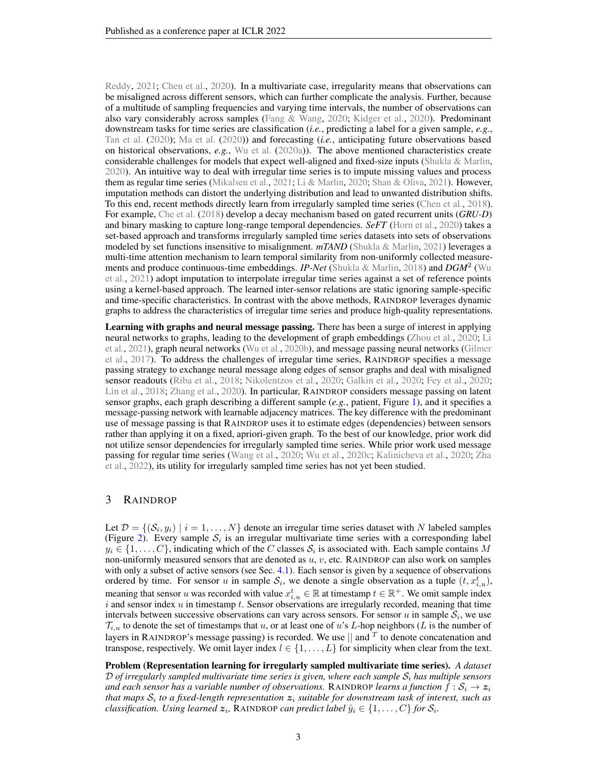Reddy, 2021; Chen et al., 2020). In a multivariate case, irregularity means that observations can be misaligned across different sensors, which can further complicate the analysis. Further, because of a multitude of sampling frequencies and varying time intervals, the number of observations can also vary considerably across samples (Fang & Wang, 2020; Kidger et al., 2020). Predominant downstream tasks for time series are classification (*i.e.*, predicting a label for a given sample, *e.g.*, Tan et al. (2020); Ma et al. (2020)) and forecasting (*i.e.*, anticipating future observations based on historical observations, *e.g.*, Wu et al. (2020a)). The above mentioned characteristics create considerable challenges for models that expect well-aligned and fixed-size inputs (Shukla & Marlin, 2020). An intuitive way to deal with irregular time series is to impute missing values and process them as regular time series (Mikalsen et al., 2021; Li & Marlin, 2020; Shan & Oliva, 2021). However, imputation methods can distort the underlying distribution and lead to unwanted distribution shifts. To this end, recent methods directly learn from irregularly sampled time series (Chen et al., 2018). For example, Che et al. (2018) develop a decay mechanism based on gated recurrent units (***GRU-D***) and binary masking to capture long-range temporal dependencies. ***SeFT*** (Horn et al., 2020) takes a set-based approach and transforms irregularly sampled time series datasets into sets of observations modeled by set functions insensitive to misalignment. ***mTAND*** (Shukla & Marlin, 2021) leverages a multi-time attention mechanism to learn temporal similarity from non-uniformly collected measurements and produce continuous-time embeddings. ***IP-Net*** (Shukla & Marlin, 2018) and ***DGM***$^2$ (Wu et al., 2021) adopt imputation to interpolate irregular time series against a set of reference points using a kernel-based approach. The learned inter-sensor relations are static ignoring sample-specific and time-specific characteristics. In contrast with the above methods, RAINDROP leverages dynamic graphs to address the characteristics of irregular time series and produce high-quality representations.

**Learning with graphs and neural message passing.** There has been a surge of interest in applying neural networks to graphs, leading to the development of graph embeddings (Zhou et al., 2020; Li et al., 2021), graph neural networks (Wu et al., 2020b), and message passing neural networks (Gilmer et al., 2017). To address the challenges of irregular time series, RAINDROP specifies a message passing strategy to exchange neural message along edges of sensor graphs and deal with misaligned sensor readouts (Riba et al., 2018; Nikolentzos et al., 2020; Galkin et al., 2020; Fey et al., 2020; Lin et al., 2018; Zhang et al., 2020). In particular, RAINDROP considers message passing on latent sensor graphs, each graph describing a different sample (*e.g.*, patient, Figure 1), and it specifies a message-passing network with learnable adjacency matrices. The key difference with the predominant use of message passing is that RAINDROP uses it to estimate edges (dependencies) between sensors rather than applying it on a fixed, apriori-given graph. To the best of our knowledge, prior work did not utilize sensor dependencies for irregularly sampled time series. While prior work used message passing for regular time series (Wang et al., 2020; Wu et al., 2020c; Kalinicheva et al., 2020; Zha et al., 2022), its utility for irregularly sampled time series has not yet been studied.

# 3 RAINDROP

Let $\mathcal{D} = \{(\mathcal{S}_i, y_i) \mid i = 1, \ldots, N\}$ denote an irregular time series dataset with $N$ labeled samples (Figure 2). Every sample $\mathcal{S}_i$ is an irregular multivariate time series with a corresponding label $y_i \in \{1, \ldots, C\}$, indicating which of the $C$ classes $\mathcal{S}_i$ is associated with. Each sample contains $M$ non-uniformly measured sensors that are denoted as $u$, $v$, etc. RAINDROP can also work on samples with only a subset of active sensors (see Sec. 4.1). Each sensor is given by a sequence of observations ordered by time. For sensor $u$ in sample $\mathcal{S}_i$, we denote a single observation as a tuple $(t, x_{i,u}^t)$, meaning that sensor $u$ was recorded with value $x_{i,u}^t \in \mathbb{R}$ at timestamp $t \in \mathbb{R}^+$. We omit sample index $i$ and sensor index $u$ in timestamp $t$. Sensor observations are irregularly recorded, meaning that time intervals between successive observations can vary across sensors. For sensor $u$ in sample $\mathcal{S}_i$, we use $\mathcal{T}_{i,u}$ to denote the set of timestamps that $u$, or at least one of $u$'s $L$-hop neighbors ($L$ is the number of layers in RAINDROP's message passing) is recorded. We use $||$ and $^T$ to denote concatenation and transpose, respectively. We omit layer index $l \in \{1, \ldots, L\}$ for simplicity when clear from the text.

**Problem (Representation learning for irregularly sampled multivariate time series).** *A dataset $\mathcal{D}$ of irregularly sampled multivariate time series is given, where each sample $\mathcal{S}_i$ has multiple sensors and each sensor has a variable number of observations.* RAINDROP *learns a function $f : \mathcal{S}_i \rightarrow \boldsymbol{z}_i$ that maps $\mathcal{S}_i$ to a fixed-length representation $\boldsymbol{z}_i$ suitable for downstream task of interest, such as classification. Using learned $\boldsymbol{z}_i$,* RAINDROP *can predict label $\hat{y}_i \in \{1, \ldots, C\}$ for $\mathcal{S}_i$.*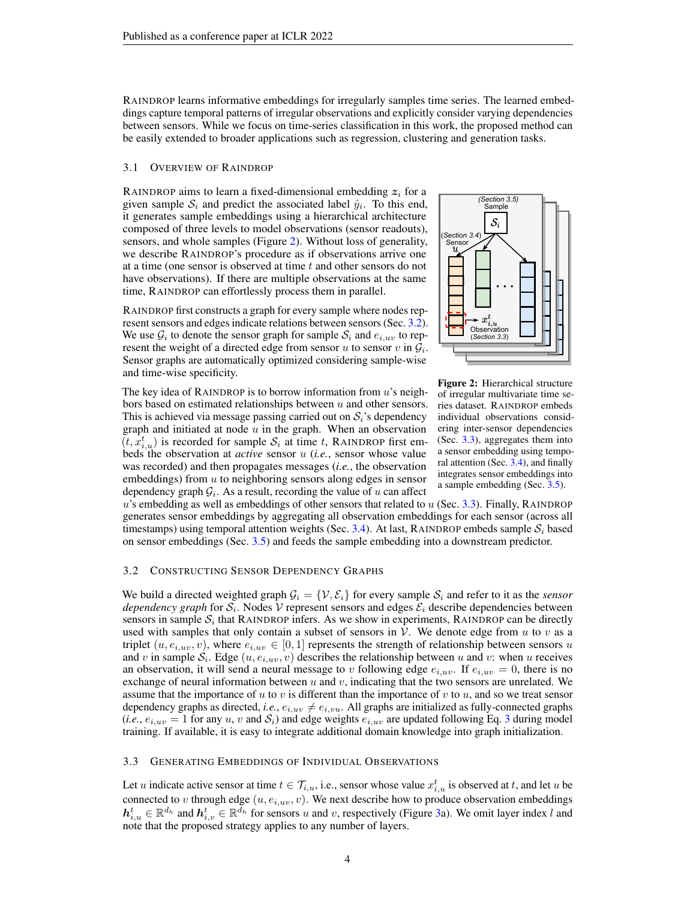RAINDROP learns informative embeddings for irregularly samples time series. The learned embeddings capture temporal patterns of irregular observations and explicitly consider varying dependencies between sensors. While we focus on time-series classification in this work, the proposed method can be easily extended to broader applications such as regression, clustering and generation tasks.

### 3.1 OVERVIEW OF RAINDROP

RAINDROP aims to learn a fixed-dimensional embedding $\boldsymbol{z}_i$ for a given sample $\mathcal{S}_i$ and predict the associated label $\hat{y}_i$. To this end, it generates sample embeddings using a hierarchical architecture composed of three levels to model observations (sensor readouts), sensors, and whole samples (Figure 2). Without loss of generality, we describe RAINDROP's procedure as if observations arrive one at a time (one sensor is observed at time $t$ and other sensors do not have observations). If there are multiple observations at the same time, RAINDROP can effortlessly process them in parallel.

Figure 2: Hierarchical structure of irregular multivariate time series dataset. RAINDROP embeds individual observations considering inter-sensor dependencies (Sec. 3.3), aggregates them into a sensor embedding using temporal attention (Sec. 3.4), and finally integrates sensor embeddings into a sample embedding (Sec. 3.5).

RAINDROP first constructs a graph for every sample where nodes represent sensors and edges indicate relations between sensors (Sec. 3.2). We use $\mathcal{G}_i$ to denote the sensor graph for sample $\mathcal{S}_i$ and $e_{i,uv}$ to represent the weight of a directed edge from sensor $u$ to sensor $v$ in $\mathcal{G}_i$. Sensor graphs are automatically optimized considering sample-wise and time-wise specificity.

The key idea of RAINDROP is to borrow information from $u$'s neighbors based on estimated relationships between $u$ and other sensors. This is achieved via message passing carried out on $\mathcal{S}_i$'s dependency graph and initiated at node $u$ in the graph. When an observation $(t, x_{i,u}^t)$ is recorded for sample $\mathcal{S}_i$ at time $t$, RAINDROP first embeds the observation at *active* sensor $u$ (*i.e.*, sensor whose value was recorded) and then propagates messages (*i.e.*, the observation embeddings) from $u$ to neighboring sensors along edges in sensor dependency graph $\mathcal{G}_i$. As a result, recording the value of $u$ can affect $u$'s embedding as well as embeddings of other sensors that related to $u$ (Sec. 3.3). Finally, RAINDROP generates sensor embeddings by aggregating all observation embeddings for each sensor (across all timestamps) using temporal attention weights (Sec. 3.4). At last, RAINDROP embeds sample $\mathcal{S}_i$ based on sensor embeddings (Sec. 3.5) and feeds the sample embedding into a downstream predictor.

### 3.2 CONSTRUCTING SENSOR DEPENDENCY GRAPHS

We build a directed weighted graph $\mathcal{G}_i = \{\mathcal{V}, \mathcal{E}_i\}$ for every sample $\mathcal{S}_i$ and refer to it as the *sensor dependency graph* for $\mathcal{S}_i$. Nodes $\mathcal{V}$ represent sensors and edges $\mathcal{E}_i$ describe dependencies between sensors in sample $\mathcal{S}_i$ that RAINDROP infers. As we show in experiments, RAINDROP can be directly used with samples that only contain a subset of sensors in $\mathcal{V}$. We denote edge from $u$ to $v$ as a triplet $(u, e_{i,uv}, v)$, where $e_{i,uv} \in [0, 1]$ represents the strength of relationship between sensors $u$ and $v$ in sample $\mathcal{S}_i$. Edge $(u, e_{i,uv}, v)$ describes the relationship between $u$ and $v$: when $u$ receives an observation, it will send a neural message to $v$ following edge $e_{i,uv}$. If $e_{i,uv} = 0$, there is no exchange of neural information between $u$ and $v$, indicating that the two sensors are unrelated. We assume that the importance of $u$ to $v$ is different than the importance of $v$ to $u$, and so we treat sensor dependency graphs as directed, *i.e.*, $e_{i,uv} \neq e_{i,vu}$. All graphs are initialized as fully-connected graphs (*i.e.*, $e_{i,uv} = 1$ for any $u$, $v$ and $\mathcal{S}_i$) and edge weights $e_{i,uv}$ are updated following Eq. 3 during model training. If available, it is easy to integrate additional domain knowledge into graph initialization.

### 3.3 GENERATING EMBEDDINGS OF INDIVIDUAL OBSERVATIONS

Let $u$ indicate active sensor at time $t \in \mathcal{T}_{i,u}$, i.e., sensor whose value $x_{i,u}^t$ is observed at $t$, and let $u$ be connected to $v$ through edge $(u, e_{i,uv}, v)$. We next describe how to produce observation embeddings $\boldsymbol{h}_{i,u}^t \in \mathbb{R}^{d_h}$ and $\boldsymbol{h}_{i,v}^t \in \mathbb{R}^{d_h}$ for sensors $u$ and $v$, respectively (Figure 3a). We omit layer index $l$ and note that the proposed strategy applies to any number of layers.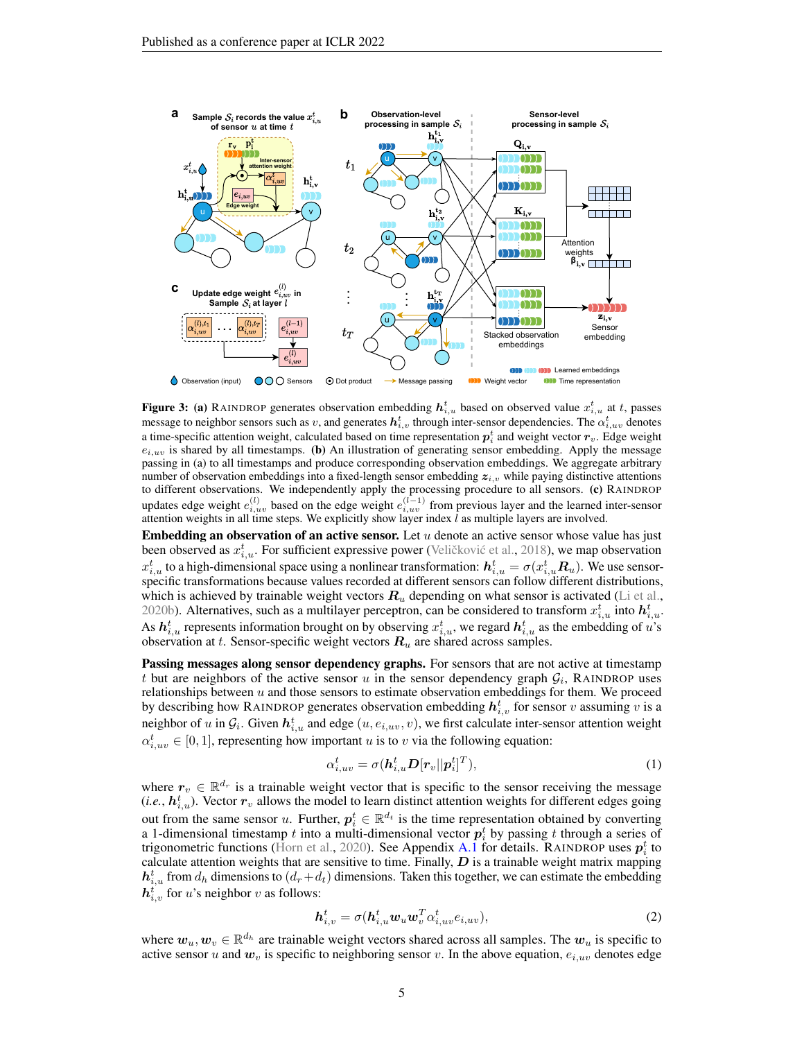**Figure 3:** **(a)** RAINDROP generates observation embedding $\boldsymbol{h}_{i,u}^t$ based on observed value $x_{i,u}^t$ at $t$, passes message to neighbor sensors such as $v$, and generates $\boldsymbol{h}_{i,v}^t$ through inter-sensor dependencies. The $\alpha_{i,uv}^t$ denotes a time-specific attention weight, calculated based on time representation $\boldsymbol{p}_i^t$ and weight vector $\boldsymbol{r}_v$. Edge weight $e_{i,uv}$ is shared by all timestamps. **(b)** An illustration of generating sensor embedding. Apply the message passing in (a) to all timestamps and produce corresponding observation embeddings. We aggregate arbitrary number of observation embeddings into a fixed-length sensor embedding $\boldsymbol{z}_{i,v}$ while paying distinctive attentions to different observations. We independently apply the processing procedure to all sensors. **(c)** RAINDROP updates edge weight $e_{i,uv}^{(l)}$ based on the edge weight $e_{i,uv}^{(l-1)}$ from previous layer and the learned inter-sensor attention weights in all time steps. We explicitly show layer index $l$ as multiple layers are involved.

**Embedding an observation of an active sensor.** Let $u$ denote an active sensor whose value has just been observed as $x_{i,u}^t$. For sufficient expressive power (Veličković et al., 2018), we map observation $x_{i,u}^t$ to a high-dimensional space using a nonlinear transformation: $\boldsymbol{h}_{i,u}^t = \sigma(x_{i,u}^t \boldsymbol{R}_u)$. We use sensor-specific transformations because values recorded at different sensors can follow different distributions, which is achieved by trainable weight vectors $\boldsymbol{R}_u$ depending on what sensor is activated (Li et al., 2020b). Alternatives, such as a multilayer perceptron, can be considered to transform $x_{i,u}^t$ into $\boldsymbol{h}_{i,u}^t$. As $\boldsymbol{h}_{i,u}^t$ represents information brought on by observing $x_{i,u}^t$, we regard $\boldsymbol{h}_{i,u}^t$ as the embedding of $u$'s observation at $t$. Sensor-specific weight vectors $\boldsymbol{R}_u$ are shared across samples.

**Passing messages along sensor dependency graphs.** For sensors that are not active at timestamp $t$ but are neighbors of the active sensor $u$ in the sensor dependency graph $\mathcal{G}_i$, RAINDROP uses relationships between $u$ and those sensors to estimate observation embeddings for them. We proceed by describing how RAINDROP generates observation embedding $\boldsymbol{h}_{i,v}^t$ for sensor $v$ assuming $v$ is a neighbor of $u$ in $\mathcal{G}_i$. Given $\boldsymbol{h}_{i,u}^t$ and edge $(u, e_{i,uv}, v)$, we first calculate inter-sensor attention weight $\alpha_{i,uv}^t \in [0, 1]$, representing how important $u$ is to $v$ via the following equation:

$$\alpha_{i,uv}^t = \sigma(\boldsymbol{h}_{i,u}^t \boldsymbol{D} [\boldsymbol{r}_v || \boldsymbol{p}_i^t]^T), \tag{1}$$

where $\boldsymbol{r}_v \in \mathbb{R}^{d_r}$ is a trainable weight vector that is specific to the sensor receiving the message (*i.e.*, $\boldsymbol{h}_{i,u}^t$). Vector $\boldsymbol{r}_v$ allows the model to learn distinct attention weights for different edges going out from the same sensor $u$. Further, $\boldsymbol{p}_i^t \in \mathbb{R}^{d_t}$ is the time representation obtained by converting a 1-dimensional timestamp $t$ into a multi-dimensional vector $\boldsymbol{p}_i^t$ by passing $t$ through a series of trigonometric functions (Horn et al., 2020). See Appendix A.1 for details. RAINDROP uses $\boldsymbol{p}_i^t$ to calculate attention weights that are sensitive to time. Finally, $\boldsymbol{D}$ is a trainable weight matrix mapping $\boldsymbol{h}_{i,u}^t$ from $d_h$ dimensions to $(d_r + d_t)$ dimensions. Taken this together, we can estimate the embedding $\boldsymbol{h}_{i,v}^t$ for $u$'s neighbor $v$ as follows:

$$\boldsymbol{h}_{i,v}^t = \sigma(\boldsymbol{h}_{i,u}^t \boldsymbol{w}_u \boldsymbol{w}_v^T \alpha_{i,uv}^t e_{i,uv}), \tag{2}$$

where $\boldsymbol{w}_u, \boldsymbol{w}_v \in \mathbb{R}^{d_h}$ are trainable weight vectors shared across all samples. The $\boldsymbol{w}_u$ is specific to active sensor $u$ and $\boldsymbol{w}_v$ is specific to neighboring sensor $v$. In the above equation, $e_{i,uv}$ denotes edge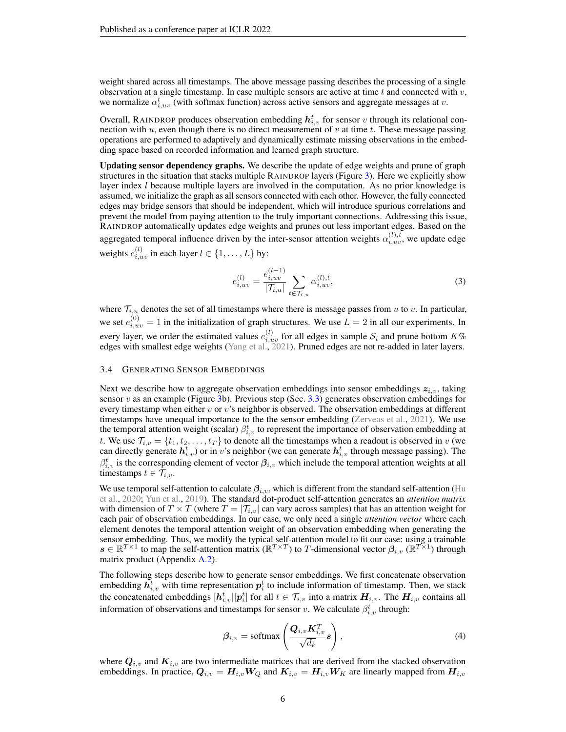weight shared across all timestamps. The above message passing describes the processing of a single observation at a single timestamp. In case multiple sensors are active at time $t$ and connected with $v$, we normalize $\alpha_{i,uv}^t$ (with softmax function) across active sensors and aggregate messages at $v$.

Overall, RAINDROP produces observation embedding $\boldsymbol{h}_{i,v}^t$ for sensor $v$ through its relational connection with $u$, even though there is no direct measurement of $v$ at time $t$. These message passing operations are performed to adaptively and dynamically estimate missing observations in the embedding space based on recorded information and learned graph structure.

**Updating sensor dependency graphs.** We describe the update of edge weights and prune of graph structures in the situation that stacks multiple RAINDROP layers (Figure 3). Here we explicitly show layer index $l$ because multiple layers are involved in the computation. As no prior knowledge is assumed, we initialize the graph as all sensors connected with each other. However, the fully connected edges may bridge sensors that should be independent, which will introduce spurious correlations and prevent the model from paying attention to the truly important connections. Addressing this issue, RAINDROP automatically updates edge weights and prunes out less important edges. Based on the aggregated temporal influence driven by the inter-sensor attention weights $\alpha_{i,uv}^{(l),t}$, we update edge weights $e_{i,uv}^{(l)}$ in each layer $l \in \{1, \ldots, L\}$ by:

$$e_{i,uv}^{(l)} = \frac{e_{i,uv}^{(l-1)}}{|\mathcal{T}_{i,u}|} \sum_{t \in \mathcal{T}_{i,u}} \alpha_{i,uv}^{(l),t}, \tag{3}$$

where $\mathcal{T}_{i,u}$ denotes the set of all timestamps where there is message passes from $u$ to $v$. In particular, we set $e_{i,uv}^{(0)} = 1$ in the initialization of graph structures. We use $L = 2$ in all our experiments. In every layer, we order the estimated values $e_{i,uv}^{(l)}$ for all edges in sample $\mathcal{S}_i$ and prune bottom $K\%$ edges with smallest edge weights (Yang et al., 2021). Pruned edges are not re-added in later layers.

### 3.4 Generating Sensor Embeddings

Next we describe how to aggregate observation embeddings into sensor embeddings $\boldsymbol{z}_{i,v}$, taking sensor $v$ as an example (Figure 3b). Previous step (Sec. 3.3) generates observation embeddings for every timestamp when either $v$ or $v$'s neighbor is observed. The observation embeddings at different timestamps have unequal importance to the the sensor embedding (Zerveas et al., 2021). We use the temporal attention weight (scalar) $\beta_{i,v}^t$ to represent the importance of observation embedding at $t$. We use $\mathcal{T}_{i,v} = \{t_1, t_2, \ldots, t_T\}$ to denote all the timestamps when a readout is observed in $v$ (we can directly generate $\boldsymbol{h}_{i,v}^t$) or in $v$'s neighbor (we can generate $\boldsymbol{h}_{i,v}^t$ through message passing). The $\beta_{i,v}^t$ is the corresponding element of vector $\boldsymbol{\beta}_{i,v}$ which include the temporal attention weights at all timestamps $t \in \mathcal{T}_{i,v}$.

We use temporal self-attention to calculate $\boldsymbol{\beta}_{i,v}$, which is different from the standard self-attention (Hu et al., 2020; Yun et al., 2019). The standard dot-product self-attention generates an *attention matrix* with dimension of $T \times T$ (where $T = |\mathcal{T}_{i,v}|$ can vary across samples) that has an attention weight for each pair of observation embeddings. In our case, we only need a single *attention vector* where each element denotes the temporal attention weight of an observation embedding when generating the sensor embedding. Thus, we modify the typical self-attention model to fit our case: using a trainable $\boldsymbol{s} \in \mathbb{R}^{T \times 1}$ to map the self-attention matrix ($\mathbb{R}^{T \times T}$) to $T$-dimensional vector $\boldsymbol{\beta}_{i,v}$ ($\mathbb{R}^{T \times 1}$) through matrix product (Appendix A.2).

The following steps describe how to generate sensor embeddings. We first concatenate observation embedding $\boldsymbol{h}_{i,v}^t$ with time representation $\boldsymbol{p}_i^t$ to include information of timestamp. Then, we stack the concatenated embeddings $[\boldsymbol{h}_{i,v}^t || \boldsymbol{p}_i^t]$ for all $t \in \mathcal{T}_{i,v}$ into a matrix $\boldsymbol{H}_{i,v}$. The $\boldsymbol{H}_{i,v}$ contains all information of observations and timestamps for sensor $v$. We calculate $\beta_{i,v}^t$ through:

$$\boldsymbol{\beta}_{i,v} = \text{softmax}\left(\frac{\boldsymbol{Q}_{i,v}\boldsymbol{K}_{i,v}^T}{\sqrt{d_k}}\boldsymbol{s}\right), \tag{4}$$

where $\boldsymbol{Q}_{i,v}$ and $\boldsymbol{K}_{i,v}$ are two intermediate matrices that are derived from the stacked observation embeddings. In practice, $\boldsymbol{Q}_{i,v} = \boldsymbol{H}_{i,v}\boldsymbol{W}_Q$ and $\boldsymbol{K}_{i,v} = \boldsymbol{H}_{i,v}\boldsymbol{W}_K$ are linearly mapped from $\boldsymbol{H}_{i,v}$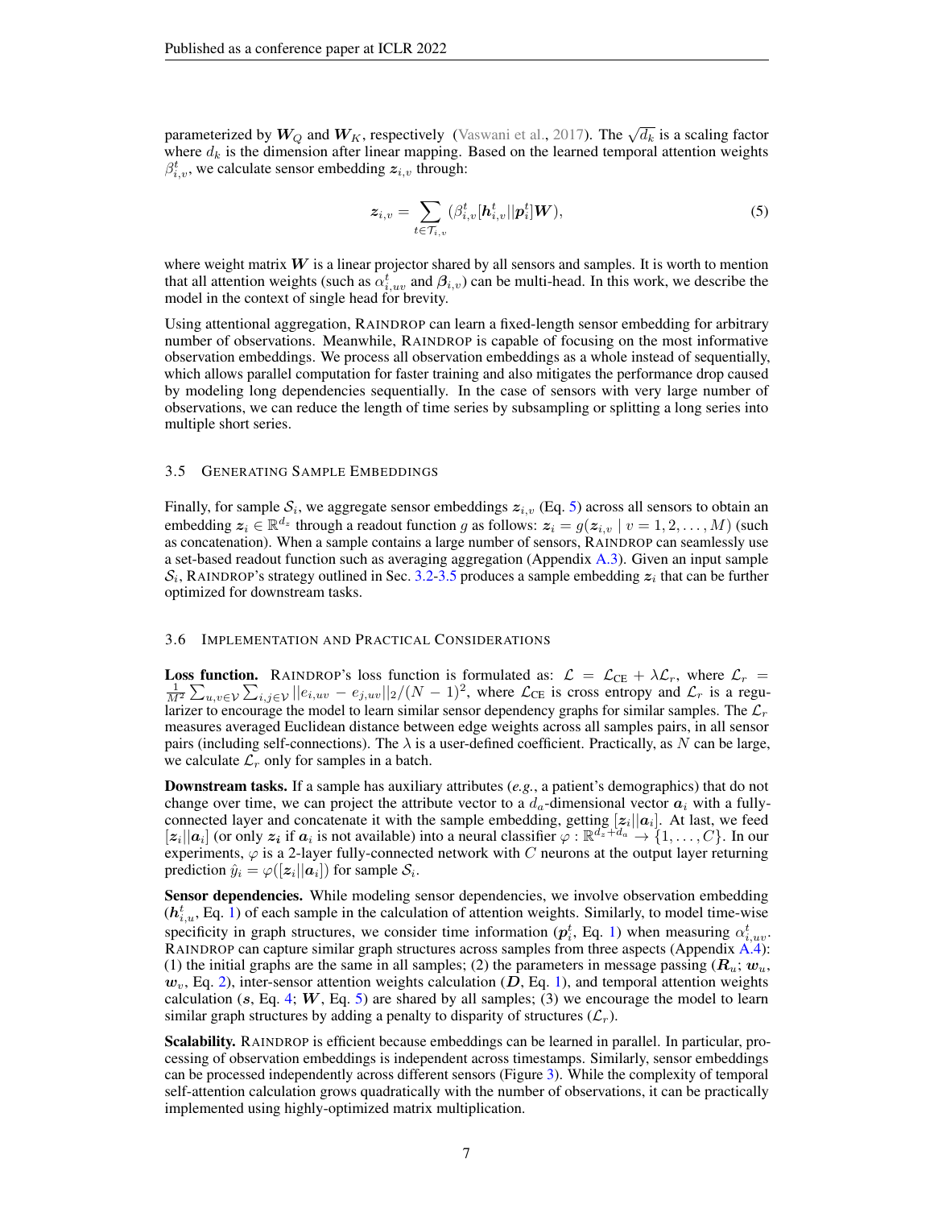parameterized by $\boldsymbol{W}_Q$ and $\boldsymbol{W}_K$, respectively (Vaswani et al., 2017). The $\sqrt{d_k}$ is a scaling factor where $d_k$ is the dimension after linear mapping. Based on the learned temporal attention weights $\beta^t_{i,v}$, we calculate sensor embedding $\boldsymbol{z}_{i,v}$ through:

$$\boldsymbol{z}_{i,v} = \sum_{t \in \mathcal{T}_{i,v}} (\beta^t_{i,v} [\boldsymbol{h}^t_{i,v} || \boldsymbol{p}^t_i] \boldsymbol{W}), \tag{5}$$

where weight matrix $\boldsymbol{W}$ is a linear projector shared by all sensors and samples. It is worth to mention that all attention weights (such as $\alpha^t_{i,uv}$ and $\boldsymbol{\beta}_{i,v}$) can be multi-head. In this work, we describe the model in the context of single head for brevity.

Using attentional aggregation, RAINDROP can learn a fixed-length sensor embedding for arbitrary number of observations. Meanwhile, RAINDROP is capable of focusing on the most informative observation embeddings. We process all observation embeddings as a whole instead of sequentially, which allows parallel computation for faster training and also mitigates the performance drop caused by modeling long dependencies sequentially. In the case of sensors with very large number of observations, we can reduce the length of time series by subsampling or splitting a long series into multiple short series.

### 3.5 Generating Sample Embeddings

Finally, for sample $\mathcal{S}_i$, we aggregate sensor embeddings $\boldsymbol{z}_{i,v}$ (Eq. 5) across all sensors to obtain an embedding $\boldsymbol{z}_i \in \mathbb{R}^{d_z}$ through a readout function $g$ as follows: $\boldsymbol{z}_i = g(\boldsymbol{z}_{i,v} \mid v = 1, 2, \ldots, M)$ (such as concatenation). When a sample contains a large number of sensors, RAINDROP can seamlessly use a set-based readout function such as averaging aggregation (Appendix A.3). Given an input sample $\mathcal{S}_i$, RAINDROP's strategy outlined in Sec. 3.2-3.5 produces a sample embedding $\boldsymbol{z}_i$ that can be further optimized for downstream tasks.

### 3.6 Implementation and Practical Considerations

**Loss function.** RAINDROP's loss function is formulated as: $\mathcal{L} = \mathcal{L}_{\text{CE}} + \lambda \mathcal{L}_r$, where $\mathcal{L}_r = \frac{1}{M^2} \sum_{u,v \in \mathcal{V}} \sum_{i,j \in \mathcal{V}} ||e_{i,uv} - e_{j,uv}||_2 / (N-1)^2$, where $\mathcal{L}_{\text{CE}}$ is cross entropy and $\mathcal{L}_r$ is a regularizer to encourage the model to learn similar sensor dependency graphs for similar samples. The $\mathcal{L}_r$ measures averaged Euclidean distance between edge weights across all samples pairs, in all sensor pairs (including self-connections). The $\lambda$ is a user-defined coefficient. Practically, as $N$ can be large, we calculate $\mathcal{L}_r$ only for samples in a batch.

**Downstream tasks.** If a sample has auxiliary attributes (*e.g.*, a patient's demographics) that do not change over time, we can project the attribute vector to a $d_a$-dimensional vector $\boldsymbol{a}_i$ with a fully-connected layer and concatenate it with the sample embedding, getting $[\boldsymbol{z}_i || \boldsymbol{a}_i]$. At last, we feed $[\boldsymbol{z}_i || \boldsymbol{a}_i]$ (or only $\boldsymbol{z}_i$ if $\boldsymbol{a}_i$ is not available) into a neural classifier $\varphi : \mathbb{R}^{d_z + d_a} \rightarrow \{1, \ldots, C\}$. In our experiments, $\varphi$ is a 2-layer fully-connected network with $C$ neurons at the output layer returning prediction $\hat{y}_i = \varphi([\boldsymbol{z}_i || \boldsymbol{a}_i])$ for sample $\mathcal{S}_i$.

**Sensor dependencies.** While modeling sensor dependencies, we involve observation embedding ($\boldsymbol{h}^t_{i,u}$, Eq. 1) of each sample in the calculation of attention weights. Similarly, to model time-wise specificity in graph structures, we consider time information ($\boldsymbol{p}^t_i$, Eq. 1) when measuring $\alpha^t_{i,uv}$. RAINDROP can capture similar graph structures across samples from three aspects (Appendix A.4): (1) the initial graphs are the same in all samples; (2) the parameters in message passing ($\boldsymbol{R}_u$; $\boldsymbol{w}_u$, $\boldsymbol{w}_v$, Eq. 2), inter-sensor attention weights calculation ($\boldsymbol{D}$, Eq. 1), and temporal attention weights calculation ($\boldsymbol{s}$, Eq. 4; $\boldsymbol{W}$, Eq. 5) are shared by all samples; (3) we encourage the model to learn similar graph structures by adding a penalty to disparity of structures ($\mathcal{L}_r$).

**Scalability.** RAINDROP is efficient because embeddings can be learned in parallel. In particular, processing of observation embeddings is independent across timestamps. Similarly, sensor embeddings can be processed independently across different sensors (Figure 3). While the complexity of temporal self-attention calculation grows quadratically with the number of observations, it can be practically implemented using highly-optimized matrix multiplication.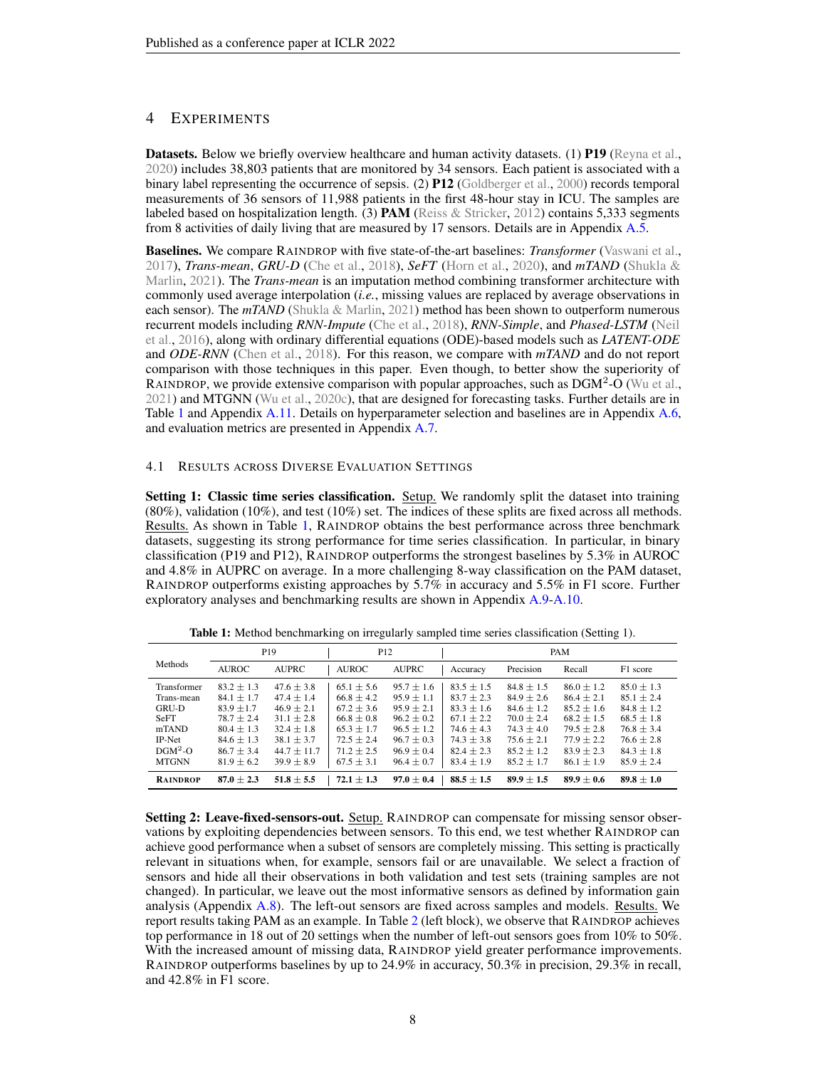## 4 EXPERIMENTS

**Datasets.** Below we briefly overview healthcare and human activity datasets. (1) **P19** (Reyna et al., 2020) includes 38,803 patients that are monitored by 34 sensors. Each patient is associated with a binary label representing the occurrence of sepsis. (2) **P12** (Goldberger et al., 2000) records temporal measurements of 36 sensors of 11,988 patients in the first 48-hour stay in ICU. The samples are labeled based on hospitalization length. (3) **PAM** (Reiss & Stricker, 2012) contains 5,333 segments from 8 activities of daily living that are measured by 17 sensors. Details are in Appendix A.5.

**Baselines.** We compare RAINDROP with five state-of-the-art baselines: ***Transformer*** (Vaswani et al., 2017), ***Trans-mean***, ***GRU-D*** (Che et al., 2018), ***SeFT*** (Horn et al., 2020), and ***mTAND*** (Shukla & Marlin, 2021). The ***Trans-mean*** is an imputation method combining transformer architecture with commonly used average interpolation (*i.e.*, missing values are replaced by average observations in each sensor). The ***mTAND*** (Shukla & Marlin, 2021) method has been shown to outperform numerous recurrent models including ***RNN-Impute*** (Che et al., 2018), ***RNN-Simple***, and ***Phased-LSTM*** (Neil et al., 2016), along with ordinary differential equations (ODE)-based models such as ***LATENT-ODE*** and ***ODE-RNN*** (Chen et al., 2018). For this reason, we compare with ***mTAND*** and do not report comparison with those techniques in this paper. Even though, to better show the superiority of RAINDROP, we provide extensive comparison with popular approaches, such as DGM$^2$-O (Wu et al., 2021) and MTGNN (Wu et al., 2020c), that are designed for forecasting tasks. Further details are in Table 1 and Appendix A.11. Details on hyperparameter selection and baselines are in Appendix A.6, and evaluation metrics are presented in Appendix A.7.

### 4.1 RESULTS ACROSS DIVERSE EVALUATION SETTINGS

**Setting 1: Classic time series classification.** Setup. We randomly split the dataset into training (80%), validation (10%), and test (10%) set. The indices of these splits are fixed across all methods. Results. As shown in Table 1, RAINDROP obtains the best performance across three benchmark datasets, suggesting its strong performance for time series classification. In particular, in binary classification (P19 and P12), RAINDROP outperforms the strongest baselines by 5.3% in AUROC and 4.8% in AUPRC on average. In a more challenging 8-way classification on the PAM dataset, RAINDROP outperforms existing approaches by 5.7% in accuracy and 5.5% in F1 score. Further exploratory analyses and benchmarking results are shown in Appendix A.9-A.10.

**Table 1:** Method benchmarking on irregularly sampled time series classification (Setting 1).

| Methods | P19 | | P12 | | PAM | | | |
|---|---|---|---|---|---|---|---|---|
| | AUROC | AUPRC | AUROC | AUPRC | Accuracy | Precision | Recall | F1 score |
| Transformer | $83.2 \pm 1.3$ | $47.6 \pm 3.8$ | $65.1 \pm 5.6$ | $95.7 \pm 1.6$ | $83.5 \pm 1.5$ | $84.8 \pm 1.5$ | $86.0 \pm 1.2$ | $85.0 \pm 1.3$ |
| Trans-mean | $84.1 \pm 1.7$ | $47.4 \pm 1.4$ | $66.8 \pm 4.2$ | $95.9 \pm 1.1$ | $83.7 \pm 2.3$ | $84.9 \pm 2.6$ | $86.4 \pm 2.1$ | $85.1 \pm 2.4$ |
| GRU-D | $83.9 \pm 1.7$ | $46.9 \pm 2.1$ | $67.2 \pm 3.6$ | $95.9 \pm 2.1$ | $83.3 \pm 1.6$ | $84.6 \pm 1.2$ | $85.2 \pm 1.6$ | $84.8 \pm 1.2$ |
| SeFT | $78.7 \pm 2.4$ | $31.1 \pm 2.8$ | $66.8 \pm 0.8$ | $96.2 \pm 0.2$ | $67.1 \pm 2.2$ | $70.0 \pm 2.4$ | $68.2 \pm 1.5$ | $68.5 \pm 1.8$ |
| mTAND | $80.4 \pm 1.3$ | $32.4 \pm 1.8$ | $65.3 \pm 1.7$ | $96.5 \pm 1.2$ | $74.6 \pm 4.3$ | $74.3 \pm 4.0$ | $79.5 \pm 2.8$ | $76.8 \pm 3.4$ |
| IP-Net | $84.6 \pm 1.3$ | $38.1 \pm 3.7$ | $72.5 \pm 2.4$ | $96.7 \pm 0.3$ | $74.3 \pm 3.8$ | $75.6 \pm 2.1$ | $77.9 \pm 2.2$ | $76.6 \pm 2.8$ |
| DGM$^2$-O | $86.7 \pm 3.4$ | $44.7 \pm 11.7$ | $71.2 \pm 2.5$ | $96.9 \pm 0.4$ | $82.4 \pm 2.3$ | $85.2 \pm 1.2$ | $83.9 \pm 2.3$ | $84.3 \pm 1.8$ |
| MTGNN | $81.9 \pm 6.2$ | $39.9 \pm 8.9$ | $67.5 \pm 3.1$ | $96.4 \pm 0.7$ | $83.4 \pm 1.9$ | $85.2 \pm 1.7$ | $86.1 \pm 1.9$ | $85.9 \pm 2.4$ |
| **RAINDROP** | $\mathbf{87.0 \pm 2.3}$ | $\mathbf{51.8 \pm 5.5}$ | $\mathbf{72.1 \pm 1.3}$ | $\mathbf{97.0 \pm 0.4}$ | $\mathbf{88.5 \pm 1.5}$ | $\mathbf{89.9 \pm 1.5}$ | $\mathbf{89.9 \pm 0.6}$ | $\mathbf{89.8 \pm 1.0}$ |

**Setting 2: Leave-fixed-sensors-out.** Setup. RAINDROP can compensate for missing sensor observations by exploiting dependencies between sensors. To this end, we test whether RAINDROP can achieve good performance when a subset of sensors are completely missing. This setting is practically relevant in situations when, for example, sensors fail or are unavailable. We select a fraction of sensors and hide all their observations in both validation and test sets (training samples are not changed). In particular, we leave out the most informative sensors as defined by information gain analysis (Appendix A.8). The left-out sensors are fixed across samples and models. Results. We report results taking PAM as an example. In Table 2 (left block), we observe that RAINDROP achieves top performance in 18 out of 20 settings when the number of left-out sensors goes from 10% to 50%. With the increased amount of missing data, RAINDROP yield greater performance improvements. RAINDROP outperforms baselines by up to 24.9% in accuracy, 50.3% in precision, 29.3% in recall, and 42.8% in F1 score.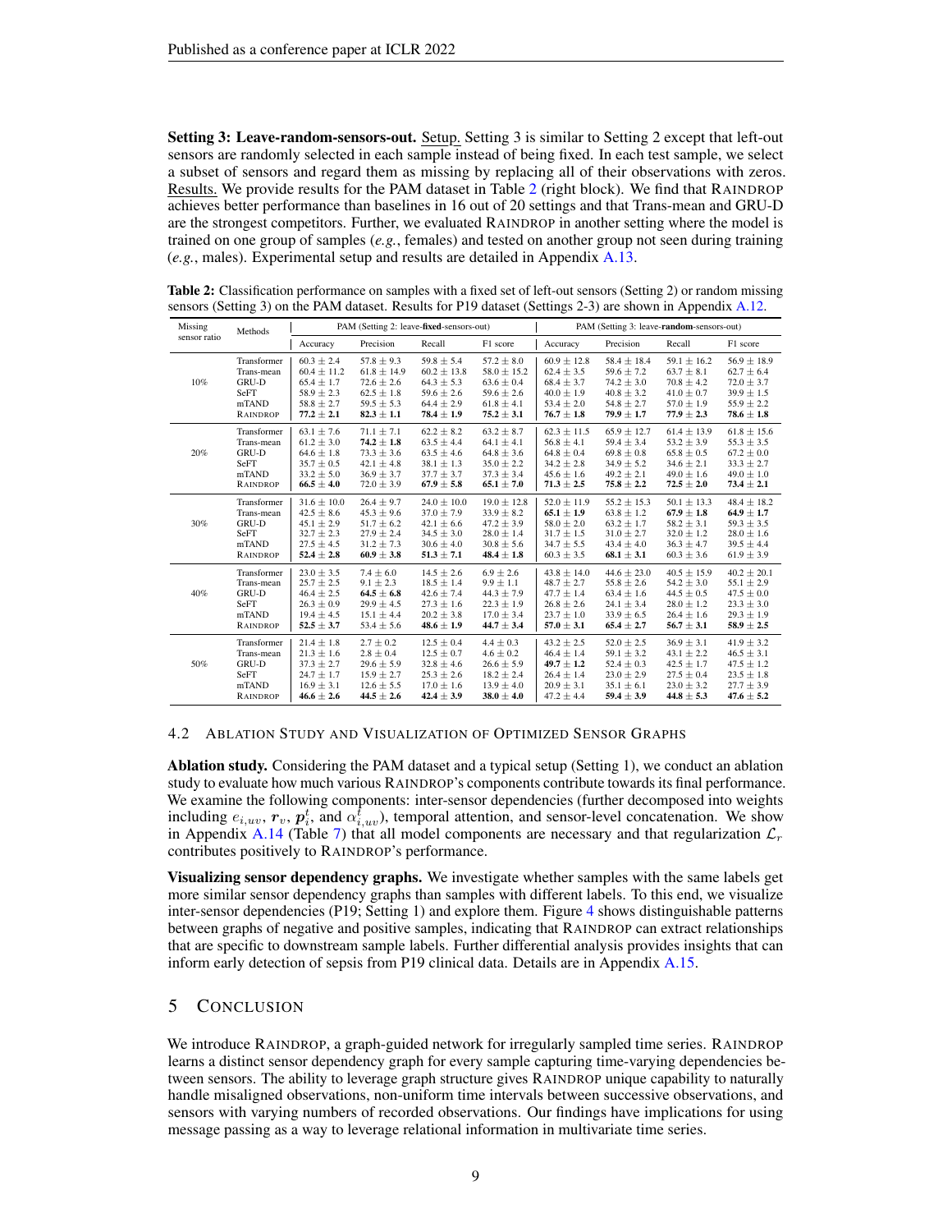**Setting 3: Leave-random-sensors-out.** Setup. Setting 3 is similar to Setting 2 except that left-out sensors are randomly selected in each sample instead of being fixed. In each test sample, we select a subset of sensors and regard them as missing by replacing all of their observations with zeros. Results. We provide results for the PAM dataset in Table 2 (right block). We find that RAINDROP achieves better performance than baselines in 16 out of 20 settings and that Trans-mean and GRU-D are the strongest competitors. Further, we evaluated RAINDROP in another setting where the model is trained on one group of samples (*e.g.*, females) and tested on another group not seen during training (*e.g.*, males). Experimental setup and results are detailed in Appendix A.13.

**Table 2:** Classification performance on samples with a fixed set of left-out sensors (Setting 2) or random missing sensors (Setting 3) on the PAM dataset. Results for P19 dataset (Settings 2-3) are shown in Appendix A.12.

| Missing sensor ratio | Methods | PAM (Setting 2: leave-**fixed**-sensors-out) | | | | PAM (Setting 3: leave-**random**-sensors-out) | | | |
|---|---|---|---|---|---|---|---|---|---|
| | | Accuracy | Precision | Recall | F1 score | Accuracy | Precision | Recall | F1 score |
| 10% | Transformer | 60.3 ± 2.4 | 57.8 ± 9.3 | 59.8 ± 5.4 | 57.2 ± 8.0 | 60.9 ± 12.8 | 58.4 ± 18.4 | 59.1 ± 16.2 | 56.9 ± 18.9 |
| | Trans-mean | 60.4 ± 11.2 | 61.8 ± 14.9 | 60.2 ± 13.8 | 58.0 ± 15.2 | 62.4 ± 3.5 | 59.6 ± 7.2 | 63.7 ± 8.1 | 62.7 ± 6.4 |
| | GRU-D | 65.4 ± 1.7 | 72.6 ± 2.6 | 64.3 ± 5.3 | 63.6 ± 0.4 | 68.4 ± 3.7 | 74.2 ± 3.0 | 70.8 ± 4.2 | 72.0 ± 3.7 |
| | SeFT | 58.9 ± 2.3 | 62.5 ± 1.8 | 59.6 ± 2.6 | 59.6 ± 2.6 | 40.0 ± 1.9 | 40.8 ± 3.2 | 41.0 ± 0.7 | 39.9 ± 1.5 |
| | mTAND | 58.8 ± 2.7 | 59.5 ± 5.3 | 64.4 ± 2.9 | 61.8 ± 4.1 | 53.4 ± 2.0 | 54.8 ± 2.7 | 57.0 ± 1.9 | 55.9 ± 2.2 |
| | RAINDROP | **77.2 ± 2.1** | **82.3 ± 1.1** | **78.4 ± 1.9** | **75.2 ± 3.1** | **76.7 ± 1.8** | **79.9 ± 1.7** | **77.9 ± 2.3** | **78.6 ± 1.8** |
| 20% | Transformer | 63.1 ± 7.6 | 71.1 ± 7.1 | 62.2 ± 8.2 | 63.2 ± 8.7 | 62.3 ± 11.5 | 65.9 ± 12.7 | 61.4 ± 13.9 | 61.8 ± 15.6 |
| | Trans-mean | 61.2 ± 3.0 | **74.2 ± 1.8** | 63.5 ± 4.4 | 64.1 ± 4.1 | 56.8 ± 4.1 | 59.4 ± 3.4 | 53.2 ± 3.9 | 55.3 ± 3.5 |
| | GRU-D | 64.6 ± 1.8 | 73.3 ± 3.6 | 63.5 ± 4.6 | 64.8 ± 3.6 | 64.8 ± 0.4 | 69.8 ± 0.8 | 65.8 ± 0.5 | 67.2 ± 0.0 |
| | SeFT | 35.7 ± 0.5 | 42.1 ± 4.8 | 38.1 ± 1.3 | 35.0 ± 2.2 | 34.2 ± 2.8 | 34.9 ± 5.2 | 34.6 ± 2.1 | 33.3 ± 2.7 |
| | mTAND | 33.2 ± 5.0 | 36.9 ± 3.7 | 37.7 ± 3.7 | 37.3 ± 3.4 | 45.6 ± 1.6 | 49.2 ± 2.1 | 49.0 ± 1.6 | 49.0 ± 1.0 |
| | RAINDROP | **66.5 ± 4.0** | 72.0 ± 3.9 | **67.9 ± 5.8** | **65.1 ± 7.0** | **71.3 ± 2.5** | **75.8 ± 2.2** | **72.5 ± 2.0** | **73.4 ± 2.1** |
| 30% | Transformer | 31.6 ± 10.0 | 26.4 ± 9.7 | 24.0 ± 10.0 | 19.0 ± 12.8 | 52.0 ± 11.9 | 55.2 ± 15.3 | 50.1 ± 13.3 | 48.4 ± 18.2 |
| | Trans-mean | 42.5 ± 8.6 | 45.3 ± 9.6 | 37.0 ± 7.9 | 33.9 ± 8.2 | **65.1 ± 1.9** | 63.8 ± 1.2 | **67.9 ± 1.8** | **64.9 ± 1.7** |
| | GRU-D | 45.1 ± 2.9 | 51.7 ± 6.2 | 42.1 ± 6.6 | 47.2 ± 3.9 | 58.0 ± 2.0 | 63.2 ± 1.7 | 58.2 ± 3.1 | 59.3 ± 3.5 |
| | SeFT | 32.7 ± 2.3 | 27.9 ± 2.4 | 34.5 ± 3.0 | 28.0 ± 1.4 | 31.7 ± 1.5 | 31.0 ± 2.7 | 32.0 ± 1.2 | 28.0 ± 1.6 |
| | mTAND | 27.5 ± 4.5 | 31.2 ± 7.3 | 30.6 ± 4.0 | 30.8 ± 5.6 | 34.7 ± 5.5 | 43.4 ± 4.0 | 36.3 ± 4.7 | 39.5 ± 4.4 |
| | RAINDROP | **52.4 ± 2.8** | **60.9 ± 3.8** | **51.3 ± 7.1** | **48.4 ± 1.8** | 60.3 ± 3.5 | **68.1 ± 3.1** | 60.3 ± 3.6 | 61.9 ± 3.9 |
| 40% | Transformer | 23.0 ± 3.5 | 7.4 ± 6.0 | 14.5 ± 2.6 | 6.9 ± 2.6 | 43.8 ± 14.0 | 44.6 ± 23.0 | 40.5 ± 15.9 | 40.2 ± 20.1 |
| | Trans-mean | 25.7 ± 2.5 | 9.1 ± 2.3 | 18.5 ± 1.4 | 9.9 ± 1.1 | 48.7 ± 2.7 | 55.8 ± 2.6 | 54.2 ± 3.0 | 55.1 ± 2.9 |
| | GRU-D | 46.4 ± 2.5 | **64.5 ± 6.8** | 42.6 ± 7.4 | 44.3 ± 7.9 | 47.7 ± 1.4 | 63.4 ± 1.6 | 44.5 ± 0.5 | 47.5 ± 0.0 |
| | SeFT | 26.3 ± 0.9 | 29.9 ± 4.5 | 27.3 ± 1.6 | 22.3 ± 1.9 | 26.8 ± 2.6 | 24.1 ± 3.4 | 28.0 ± 1.2 | 23.3 ± 3.0 |
| | mTAND | 19.4 ± 4.5 | 15.1 ± 4.4 | 20.2 ± 3.8 | 17.0 ± 3.4 | 23.7 ± 1.0 | 33.9 ± 6.5 | 26.4 ± 1.6 | 29.3 ± 1.9 |
| | RAINDROP | **52.5 ± 3.7** | 53.4 ± 5.6 | **48.6 ± 1.9** | **44.7 ± 3.4** | **57.0 ± 3.1** | **65.4 ± 2.7** | **56.7 ± 3.1** | **58.9 ± 2.5** |
| 50% | Transformer | 21.4 ± 1.8 | 2.7 ± 0.2 | 12.5 ± 0.4 | 4.4 ± 0.3 | 43.2 ± 2.5 | 52.0 ± 2.5 | 36.9 ± 3.1 | 41.9 ± 3.2 |
| | Trans-mean | 21.3 ± 1.6 | 2.8 ± 0.4 | 12.5 ± 0.7 | 4.6 ± 0.2 | 46.4 ± 1.4 | 59.1 ± 3.2 | 43.1 ± 2.2 | 46.5 ± 3.1 |
| | GRU-D | 37.3 ± 2.7 | 29.6 ± 5.9 | 32.8 ± 4.6 | 26.6 ± 5.9 | **49.7 ± 1.2** | 52.4 ± 0.3 | 42.5 ± 1.7 | 47.5 ± 1.2 |
| | SeFT | 24.7 ± 1.7 | 15.9 ± 2.7 | 25.3 ± 2.6 | 18.2 ± 2.4 | 26.4 ± 1.4 | 23.0 ± 2.9 | 27.5 ± 0.4 | 23.5 ± 1.8 |
| | mTAND | 16.9 ± 3.1 | 12.6 ± 5.5 | 17.0 ± 1.6 | 13.9 ± 4.0 | 20.9 ± 3.1 | 35.1 ± 6.1 | 23.0 ± 3.2 | 27.7 ± 3.9 |
| | RAINDROP | **46.6 ± 2.6** | **44.5 ± 2.6** | **42.4 ± 3.9** | **38.0 ± 4.0** | 47.2 ± 4.4 | **59.4 ± 3.9** | **44.8 ± 5.3** | **47.6 ± 5.2** |

## 4.2 Ablation Study and Visualization of Optimized Sensor Graphs

**Ablation study.** Considering the PAM dataset and a typical setup (Setting 1), we conduct an ablation study to evaluate how much various RAINDROP's components contribute towards its final performance. We examine the following components: inter-sensor dependencies (further decomposed into weights including $e_{i,uv}$, $\boldsymbol{r}_v$, $\boldsymbol{p}_i^t$, and $\alpha_{i,uv}^t$), temporal attention, and sensor-level concatenation. We show in Appendix A.14 (Table 7) that all model components are necessary and that regularization $\mathcal{L}_r$ contributes positively to RAINDROP's performance.

**Visualizing sensor dependency graphs.** We investigate whether samples with the same labels get more similar sensor dependency graphs than samples with different labels. To this end, we visualize inter-sensor dependencies (P19; Setting 1) and explore them. Figure 4 shows distinguishable patterns between graphs of negative and positive samples, indicating that RAINDROP can extract relationships that are specific to downstream sample labels. Further differential analysis provides insights that can inform early detection of sepsis from P19 clinical data. Details are in Appendix A.15.

# 5 Conclusion

We introduce RAINDROP, a graph-guided network for irregularly sampled time series. RAINDROP learns a distinct sensor dependency graph for every sample capturing time-varying dependencies between sensors. The ability to leverage graph structure gives RAINDROP unique capability to naturally handle misaligned observations, non-uniform time intervals between successive observations, and sensors with varying numbers of recorded observations. Our findings have implications for using message passing as a way to leverage relational information in multivariate time series.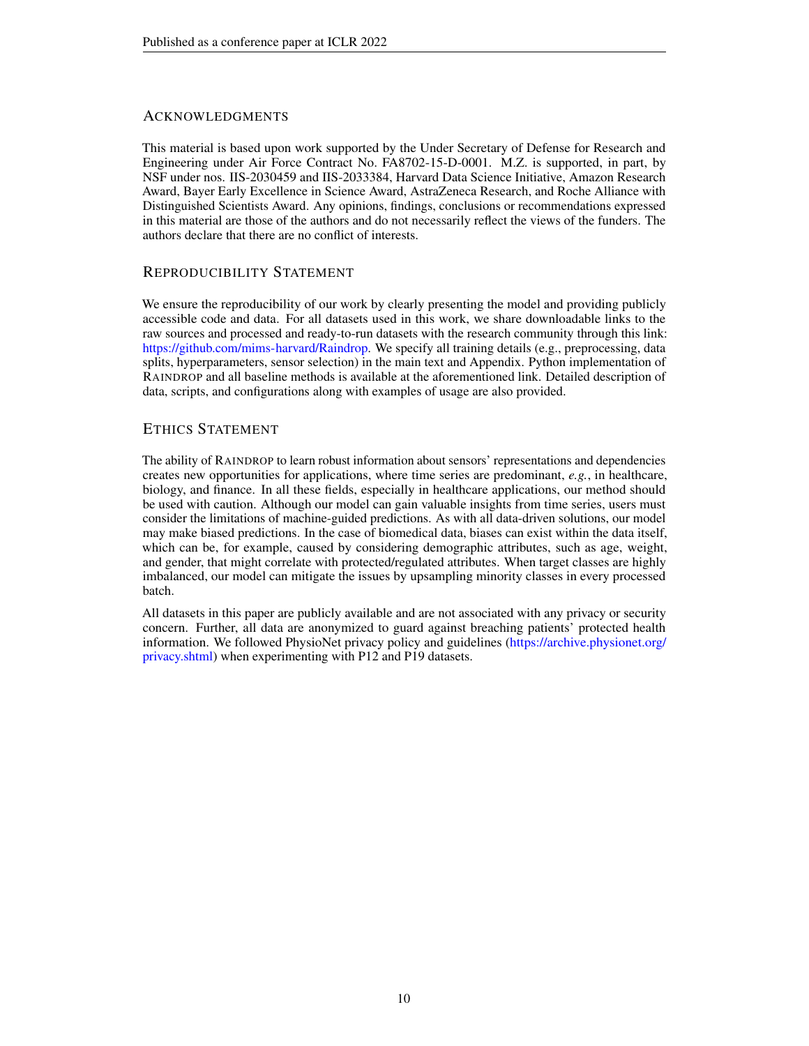## Acknowledgments

This material is based upon work supported by the Under Secretary of Defense for Research and Engineering under Air Force Contract No. FA8702-15-D-0001. M.Z. is supported, in part, by NSF under nos. IIS-2030459 and IIS-2033384, Harvard Data Science Initiative, Amazon Research Award, Bayer Early Excellence in Science Award, AstraZeneca Research, and Roche Alliance with Distinguished Scientists Award. Any opinions, findings, conclusions or recommendations expressed in this material are those of the authors and do not necessarily reflect the views of the funders. The authors declare that there are no conflict of interests.

## Reproducibility Statement

We ensure the reproducibility of our work by clearly presenting the model and providing publicly accessible code and data. For all datasets used in this work, we share downloadable links to the raw sources and processed and ready-to-run datasets with the research community through this link: https://github.com/mims-harvard/Raindrop. We specify all training details (e.g., preprocessing, data splits, hyperparameters, sensor selection) in the main text and Appendix. Python implementation of Raindrop and all baseline methods is available at the aforementioned link. Detailed description of data, scripts, and configurations along with examples of usage are also provided.

## Ethics Statement

The ability of Raindrop to learn robust information about sensors' representations and dependencies creates new opportunities for applications, where time series are predominant, *e.g.*, in healthcare, biology, and finance. In all these fields, especially in healthcare applications, our method should be used with caution. Although our model can gain valuable insights from time series, users must consider the limitations of machine-guided predictions. As with all data-driven solutions, our model may make biased predictions. In the case of biomedical data, biases can exist within the data itself, which can be, for example, caused by considering demographic attributes, such as age, weight, and gender, that might correlate with protected/regulated attributes. When target classes are highly imbalanced, our model can mitigate the issues by upsampling minority classes in every processed batch.

All datasets in this paper are publicly available and are not associated with any privacy or security concern. Further, all data are anonymized to guard against breaching patients' protected health information. We followed PhysioNet privacy policy and guidelines (https://archive.physionet.org/privacy.shtml) when experimenting with P12 and P19 datasets.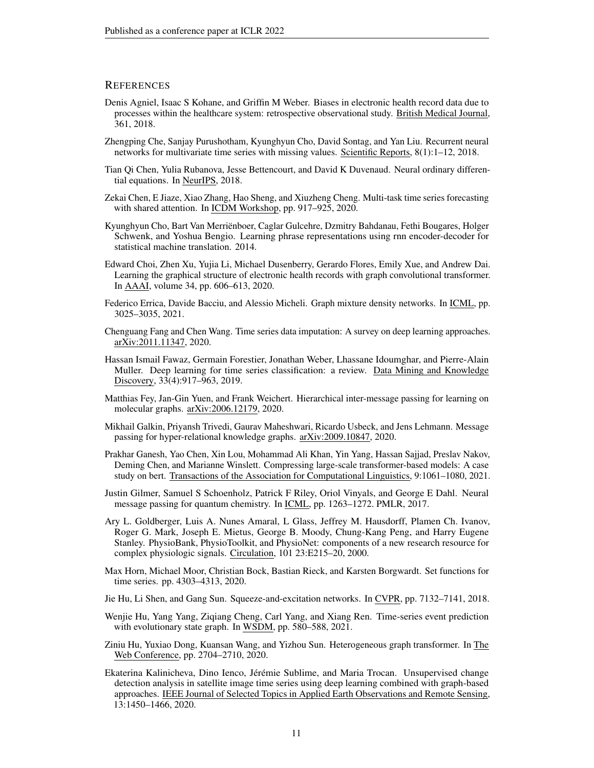# References

Denis Agniel, Isaac S Kohane, and Griffin M Weber. Biases in electronic health record data due to processes within the healthcare system: retrospective observational study. British Medical Journal, 361, 2018.

Zhengping Che, Sanjay Purushotham, Kyunghyun Cho, David Sontag, and Yan Liu. Recurrent neural networks for multivariate time series with missing values. Scientific Reports, 8(1):1–12, 2018.

Tian Qi Chen, Yulia Rubanova, Jesse Bettencourt, and David K Duvenaud. Neural ordinary differential equations. In NeurIPS, 2018.

Zekai Chen, E Jiaze, Xiao Zhang, Hao Sheng, and Xiuzheng Cheng. Multi-task time series forecasting with shared attention. In ICDM Workshop, pp. 917–925, 2020.

Kyunghyun Cho, Bart Van Merriënboer, Caglar Gulcehre, Dzmitry Bahdanau, Fethi Bougares, Holger Schwenk, and Yoshua Bengio. Learning phrase representations using rnn encoder-decoder for statistical machine translation. 2014.

Edward Choi, Zhen Xu, Yujia Li, Michael Dusenberry, Gerardo Flores, Emily Xue, and Andrew Dai. Learning the graphical structure of electronic health records with graph convolutional transformer. In AAAI, volume 34, pp. 606–613, 2020.

Federico Errica, Davide Bacciu, and Alessio Micheli. Graph mixture density networks. In ICML, pp. 3025–3035, 2021.

Chenguang Fang and Chen Wang. Time series data imputation: A survey on deep learning approaches. arXiv:2011.11347, 2020.

Hassan Ismail Fawaz, Germain Forestier, Jonathan Weber, Lhassane Idoumghar, and Pierre-Alain Muller. Deep learning for time series classification: a review. Data Mining and Knowledge Discovery, 33(4):917–963, 2019.

Matthias Fey, Jan-Gin Yuen, and Frank Weichert. Hierarchical inter-message passing for learning on molecular graphs. arXiv:2006.12179, 2020.

Mikhail Galkin, Priyansh Trivedi, Gaurav Maheshwari, Ricardo Usbeck, and Jens Lehmann. Message passing for hyper-relational knowledge graphs. arXiv:2009.10847, 2020.

Prakhar Ganesh, Yao Chen, Xin Lou, Mohammad Ali Khan, Yin Yang, Hassan Sajjad, Preslav Nakov, Deming Chen, and Marianne Winslett. Compressing large-scale transformer-based models: A case study on bert. Transactions of the Association for Computational Linguistics, 9:1061–1080, 2021.

Justin Gilmer, Samuel S Schoenholz, Patrick F Riley, Oriol Vinyals, and George E Dahl. Neural message passing for quantum chemistry. In ICML, pp. 1263–1272. PMLR, 2017.

Ary L. Goldberger, Luis A. Nunes Amaral, L Glass, Jeffrey M. Hausdorff, Plamen Ch. Ivanov, Roger G. Mark, Joseph E. Mietus, George B. Moody, Chung-Kang Peng, and Harry Eugene Stanley. PhysioBank, PhysioToolkit, and PhysioNet: components of a new research resource for complex physiologic signals. Circulation, 101 23:E215–20, 2000.

Max Horn, Michael Moor, Christian Bock, Bastian Rieck, and Karsten Borgwardt. Set functions for time series. pp. 4303–4313, 2020.

Jie Hu, Li Shen, and Gang Sun. Squeeze-and-excitation networks. In CVPR, pp. 7132–7141, 2018.

Wenjie Hu, Yang Yang, Ziqiang Cheng, Carl Yang, and Xiang Ren. Time-series event prediction with evolutionary state graph. In WSDM, pp. 580–588, 2021.

Ziniu Hu, Yuxiao Dong, Kuansan Wang, and Yizhou Sun. Heterogeneous graph transformer. In The Web Conference, pp. 2704–2710, 2020.

Ekaterina Kalinicheva, Dino Ienco, Jérémie Sublime, and Maria Trocan. Unsupervised change detection analysis in satellite image time series using deep learning combined with graph-based approaches. IEEE Journal of Selected Topics in Applied Earth Observations and Remote Sensing, 13:1450–1466, 2020.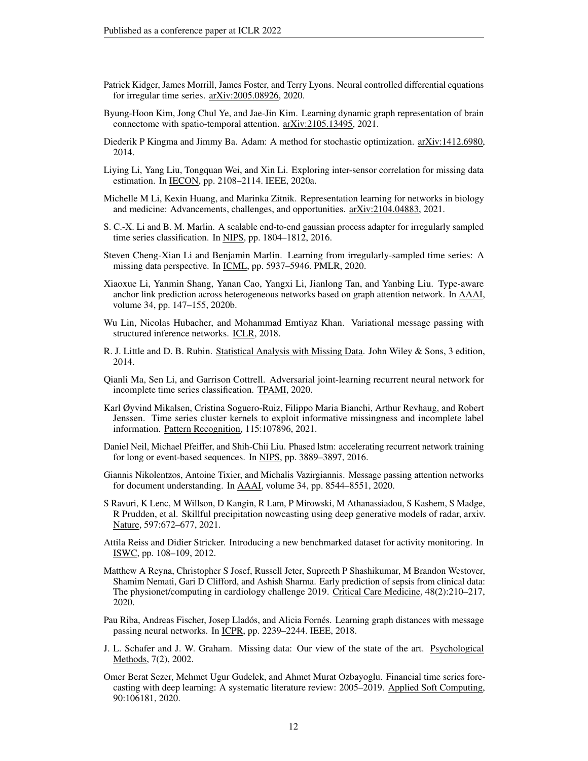Patrick Kidger, James Morrill, James Foster, and Terry Lyons. Neural controlled differential equations for irregular time series. arXiv:2005.08926, 2020.

Byung-Hoon Kim, Jong Chul Ye, and Jae-Jin Kim. Learning dynamic graph representation of brain connectome with spatio-temporal attention. arXiv:2105.13495, 2021.

Diederik P Kingma and Jimmy Ba. Adam: A method for stochastic optimization. arXiv:1412.6980, 2014.

Liying Li, Yang Liu, Tongquan Wei, and Xin Li. Exploring inter-sensor correlation for missing data estimation. In IECON, pp. 2108–2114. IEEE, 2020a.

Michelle M Li, Kexin Huang, and Marinka Zitnik. Representation learning for networks in biology and medicine: Advancements, challenges, and opportunities. arXiv:2104.04883, 2021.

S. C.-X. Li and B. M. Marlin. A scalable end-to-end gaussian process adapter for irregularly sampled time series classification. In NIPS, pp. 1804–1812, 2016.

Steven Cheng-Xian Li and Benjamin Marlin. Learning from irregularly-sampled time series: A missing data perspective. In ICML, pp. 5937–5946. PMLR, 2020.

Xiaoxue Li, Yanmin Shang, Yanan Cao, Yangxi Li, Jianlong Tan, and Yanbing Liu. Type-aware anchor link prediction across heterogeneous networks based on graph attention network. In AAAI, volume 34, pp. 147–155, 2020b.

Wu Lin, Nicolas Hubacher, and Mohammad Emtiyaz Khan. Variational message passing with structured inference networks. ICLR, 2018.

R. J. Little and D. B. Rubin. Statistical Analysis with Missing Data. John Wiley & Sons, 3 edition, 2014.

Qianli Ma, Sen Li, and Garrison Cottrell. Adversarial joint-learning recurrent neural network for incomplete time series classification. TPAMI, 2020.

Karl Øyvind Mikalsen, Cristina Soguero-Ruiz, Filippo Maria Bianchi, Arthur Revhaug, and Robert Jenssen. Time series cluster kernels to exploit informative missingness and incomplete label information. Pattern Recognition, 115:107896, 2021.

Daniel Neil, Michael Pfeiffer, and Shih-Chii Liu. Phased lstm: accelerating recurrent network training for long or event-based sequences. In NIPS, pp. 3889–3897, 2016.

Giannis Nikolentzos, Antoine Tixier, and Michalis Vazirgiannis. Message passing attention networks for document understanding. In AAAI, volume 34, pp. 8544–8551, 2020.

S Ravuri, K Lenc, M Willson, D Kangin, R Lam, P Mirowski, M Athanassiadou, S Kashem, S Madge, R Prudden, et al. Skillful precipitation nowcasting using deep generative models of radar, arxiv. Nature, 597:672–677, 2021.

Attila Reiss and Didier Stricker. Introducing a new benchmarked dataset for activity monitoring. In ISWC, pp. 108–109, 2012.

Matthew A Reyna, Christopher S Josef, Russell Jeter, Supreeth P Shashikumar, M Brandon Westover, Shamim Nemati, Gari D Clifford, and Ashish Sharma. Early prediction of sepsis from clinical data: The physionet/computing in cardiology challenge 2019. Critical Care Medicine, 48(2):210–217, 2020.

Pau Riba, Andreas Fischer, Josep Lladós, and Alicia Fornés. Learning graph distances with message passing neural networks. In ICPR, pp. 2239–2244. IEEE, 2018.

J. L. Schafer and J. W. Graham. Missing data: Our view of the state of the art. Psychological Methods, 7(2), 2002.

Omer Berat Sezer, Mehmet Ugur Gudelek, and Ahmet Murat Ozbayoglu. Financial time series forecasting with deep learning: A systematic literature review: 2005–2019. Applied Soft Computing, 90:106181, 2020.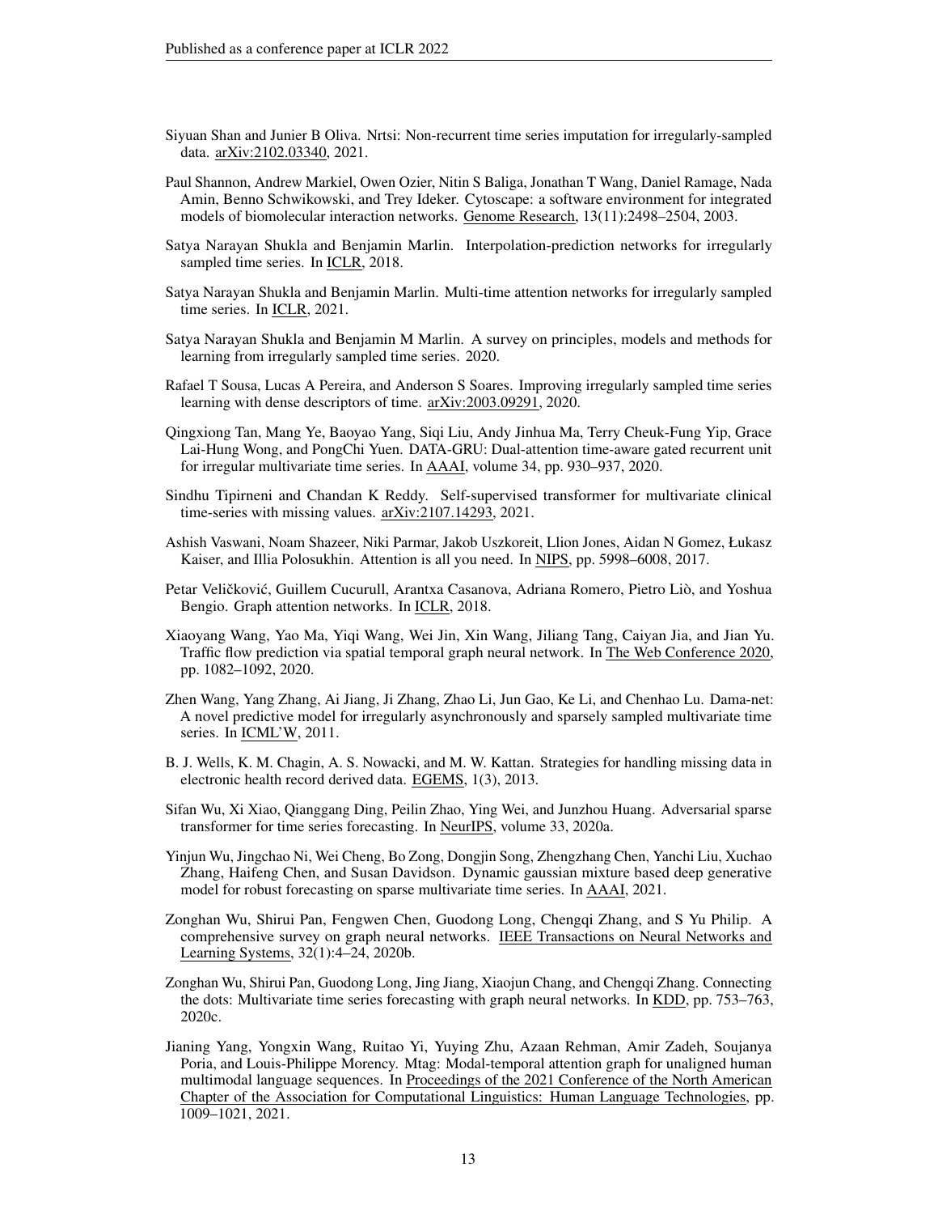Siyuan Shan and Junier B Oliva. Nrtsi: Non-recurrent time series imputation for irregularly-sampled data. arXiv:2102.03340, 2021.

Paul Shannon, Andrew Markiel, Owen Ozier, Nitin S Baliga, Jonathan T Wang, Daniel Ramage, Nada Amin, Benno Schwikowski, and Trey Ideker. Cytoscape: a software environment for integrated models of biomolecular interaction networks. Genome Research, 13(11):2498–2504, 2003.

Satya Narayan Shukla and Benjamin Marlin. Interpolation-prediction networks for irregularly sampled time series. In ICLR, 2018.

Satya Narayan Shukla and Benjamin Marlin. Multi-time attention networks for irregularly sampled time series. In ICLR, 2021.

Satya Narayan Shukla and Benjamin M Marlin. A survey on principles, models and methods for learning from irregularly sampled time series. 2020.

Rafael T Sousa, Lucas A Pereira, and Anderson S Soares. Improving irregularly sampled time series learning with dense descriptors of time. arXiv:2003.09291, 2020.

Qingxiong Tan, Mang Ye, Baoyao Yang, Siqi Liu, Andy Jinhua Ma, Terry Cheuk-Fung Yip, Grace Lai-Hung Wong, and PongChi Yuen. DATA-GRU: Dual-attention time-aware gated recurrent unit for irregular multivariate time series. In AAAI, volume 34, pp. 930–937, 2020.

Sindhu Tipirneni and Chandan K Reddy. Self-supervised transformer for multivariate clinical time-series with missing values. arXiv:2107.14293, 2021.

Ashish Vaswani, Noam Shazeer, Niki Parmar, Jakob Uszkoreit, Llion Jones, Aidan N Gomez, Łukasz Kaiser, and Illia Polosukhin. Attention is all you need. In NIPS, pp. 5998–6008, 2017.

Petar Veličković, Guillem Cucurull, Arantxa Casanova, Adriana Romero, Pietro Liò, and Yoshua Bengio. Graph attention networks. In ICLR, 2018.

Xiaoyang Wang, Yao Ma, Yiqi Wang, Wei Jin, Xin Wang, Jiliang Tang, Caiyan Jia, and Jian Yu. Traffic flow prediction via spatial temporal graph neural network. In The Web Conference 2020, pp. 1082–1092, 2020.

Zhen Wang, Yang Zhang, Ai Jiang, Ji Zhang, Zhao Li, Jun Gao, Ke Li, and Chenhao Lu. Dama-net: A novel predictive model for irregularly asynchronously and sparsely sampled multivariate time series. In ICML'W, 2011.

B. J. Wells, K. M. Chagin, A. S. Nowacki, and M. W. Kattan. Strategies for handling missing data in electronic health record derived data. EGEMS, 1(3), 2013.

Sifan Wu, Xi Xiao, Qianggang Ding, Peilin Zhao, Ying Wei, and Junzhou Huang. Adversarial sparse transformer for time series forecasting. In NeurIPS, volume 33, 2020a.

Yinjun Wu, Jingchao Ni, Wei Cheng, Bo Zong, Dongjin Song, Zhengzhang Chen, Yanchi Liu, Xuchao Zhang, Haifeng Chen, and Susan Davidson. Dynamic gaussian mixture based deep generative model for robust forecasting on sparse multivariate time series. In AAAI, 2021.

Zonghan Wu, Shirui Pan, Fengwen Chen, Guodong Long, Chengqi Zhang, and S Yu Philip. A comprehensive survey on graph neural networks. IEEE Transactions on Neural Networks and Learning Systems, 32(1):4–24, 2020b.

Zonghan Wu, Shirui Pan, Guodong Long, Jing Jiang, Xiaojun Chang, and Chengqi Zhang. Connecting the dots: Multivariate time series forecasting with graph neural networks. In KDD, pp. 753–763, 2020c.

Jianing Yang, Yongxin Wang, Ruitao Yi, Yuying Zhu, Azaan Rehman, Amir Zadeh, Soujanya Poria, and Louis-Philippe Morency. Mtag: Modal-temporal attention graph for unaligned human multimodal language sequences. In Proceedings of the 2021 Conference of the North American Chapter of the Association for Computational Linguistics: Human Language Technologies, pp. 1009–1021, 2021.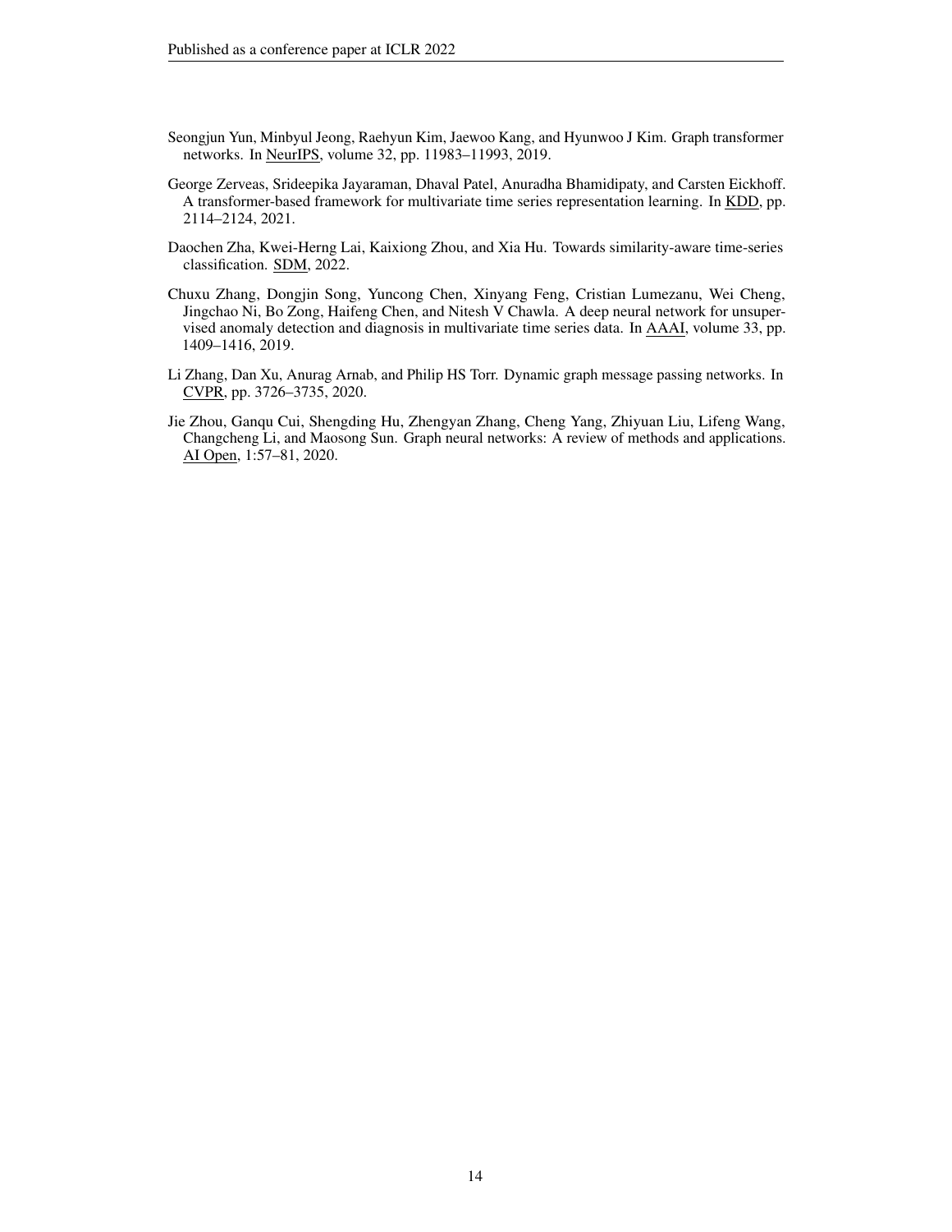Seongjun Yun, Minbyul Jeong, Raehyun Kim, Jaewoo Kang, and Hyunwoo J Kim. Graph transformer networks. In NeurIPS, volume 32, pp. 11983–11993, 2019.

George Zerveas, Srideepika Jayaraman, Dhaval Patel, Anuradha Bhamidipaty, and Carsten Eickhoff. A transformer-based framework for multivariate time series representation learning. In KDD, pp. 2114–2124, 2021.

Daochen Zha, Kwei-Herng Lai, Kaixiong Zhou, and Xia Hu. Towards similarity-aware time-series classification. SDM, 2022.

Chuxu Zhang, Dongjin Song, Yuncong Chen, Xinyang Feng, Cristian Lumezanu, Wei Cheng, Jingchao Ni, Bo Zong, Haifeng Chen, and Nitesh V Chawla. A deep neural network for unsupervised anomaly detection and diagnosis in multivariate time series data. In AAAI, volume 33, pp. 1409–1416, 2019.

Li Zhang, Dan Xu, Anurag Arnab, and Philip HS Torr. Dynamic graph message passing networks. In CVPR, pp. 3726–3735, 2020.

Jie Zhou, Ganqu Cui, Shengding Hu, Zhengyan Zhang, Cheng Yang, Zhiyuan Liu, Lifeng Wang, Changcheng Li, and Maosong Sun. Graph neural networks: A review of methods and applications. AI Open, 1:57–81, 2020.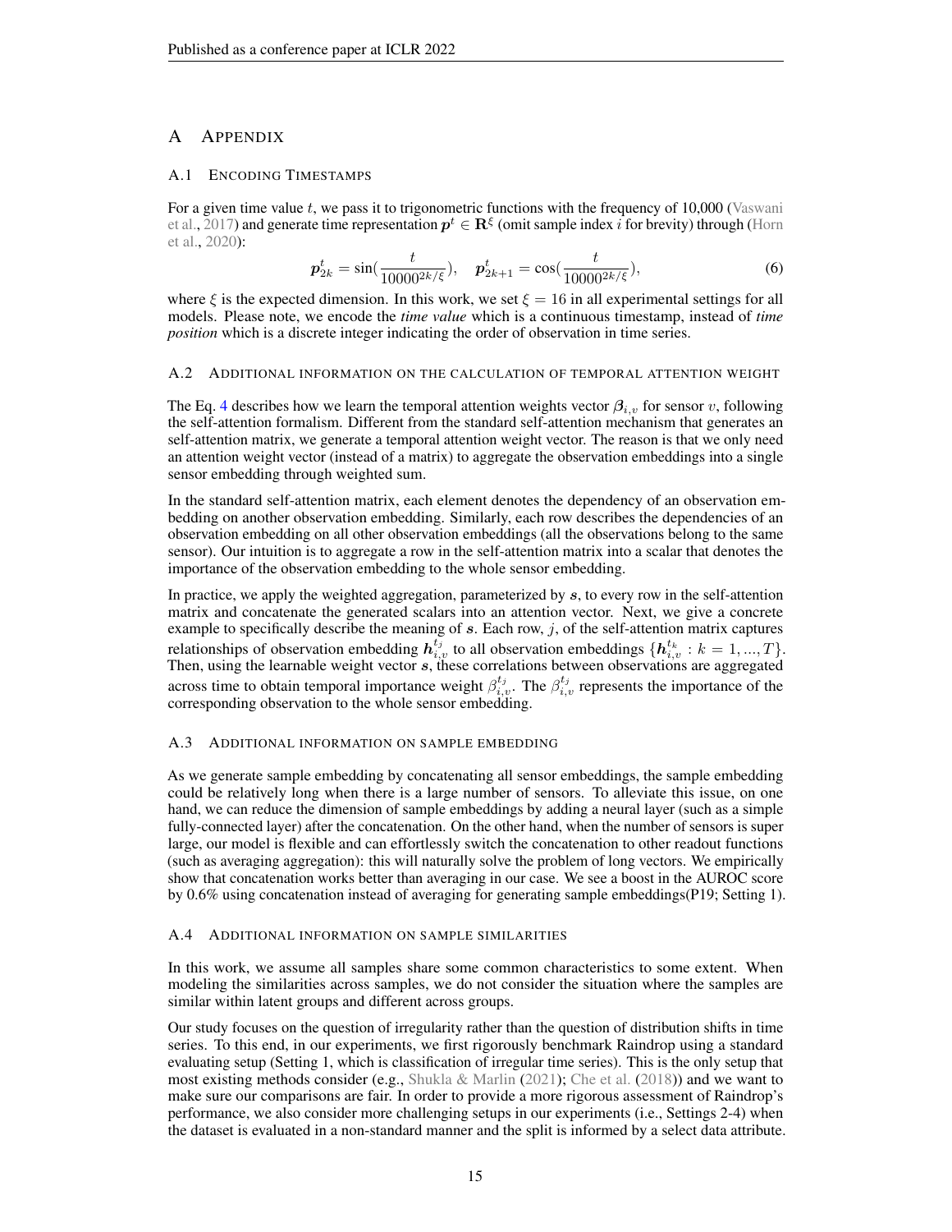# A Appendix

## A.1 Encoding Timestamps

For a given time value $t$, we pass it to trigonometric functions with the frequency of 10,000 (Vaswani et al., 2017) and generate time representation $\boldsymbol{p}^t \in \mathbf{R}^\xi$ (omit sample index $i$ for brevity) through (Horn et al., 2020):

$$\boldsymbol{p}^t_{2k} = \sin(\frac{t}{10000^{2k/\xi}}), \quad \boldsymbol{p}^t_{2k+1} = \cos(\frac{t}{10000^{2k/\xi}}), \tag{6}$$

where $\xi$ is the expected dimension. In this work, we set $\xi = 16$ in all experimental settings for all models. Please note, we encode the *time value* which is a continuous timestamp, instead of *time position* which is a discrete integer indicating the order of observation in time series.

## A.2 Additional information on the calculation of temporal attention weight

The Eq. 4 describes how we learn the temporal attention weights vector $\boldsymbol{\beta}_{i,v}$ for sensor $v$, following the self-attention formalism. Different from the standard self-attention mechanism that generates an self-attention matrix, we generate a temporal attention weight vector. The reason is that we only need an attention weight vector (instead of a matrix) to aggregate the observation embeddings into a single sensor embedding through weighted sum.

In the standard self-attention matrix, each element denotes the dependency of an observation embedding on another observation embedding. Similarly, each row describes the dependencies of an observation embedding on all other observation embeddings (all the observations belong to the same sensor). Our intuition is to aggregate a row in the self-attention matrix into a scalar that denotes the importance of the observation embedding to the whole sensor embedding.

In practice, we apply the weighted aggregation, parameterized by $\boldsymbol{s}$, to every row in the self-attention matrix and concatenate the generated scalars into an attention vector. Next, we give a concrete example to specifically describe the meaning of $\boldsymbol{s}$. Each row, $j$, of the self-attention matrix captures relationships of observation embedding $\boldsymbol{h}^{t_j}_{i,v}$ to all observation embeddings $\{\boldsymbol{h}^{t_k}_{i,v} : k = 1, ..., T\}$. Then, using the learnable weight vector $\boldsymbol{s}$, these correlations between observations are aggregated across time to obtain temporal importance weight $\beta^{t_j}_{i,v}$. The $\beta^{t_j}_{i,v}$ represents the importance of the corresponding observation to the whole sensor embedding.

## A.3 Additional information on sample embedding

As we generate sample embedding by concatenating all sensor embeddings, the sample embedding could be relatively long when there is a large number of sensors. To alleviate this issue, on one hand, we can reduce the dimension of sample embeddings by adding a neural layer (such as a simple fully-connected layer) after the concatenation. On the other hand, when the number of sensors is super large, our model is flexible and can effortlessly switch the concatenation to other readout functions (such as averaging aggregation): this will naturally solve the problem of long vectors. We empirically show that concatenation works better than averaging in our case. We see a boost in the AUROC score by 0.6% using concatenation instead of averaging for generating sample embeddings(P19; Setting 1).

## A.4 Additional information on sample similarities

In this work, we assume all samples share some common characteristics to some extent. When modeling the similarities across samples, we do not consider the situation where the samples are similar within latent groups and different across groups.

Our study focuses on the question of irregularity rather than the question of distribution shifts in time series. To this end, in our experiments, we first rigorously benchmark Raindrop using a standard evaluating setup (Setting 1, which is classification of irregular time series). This is the only setup that most existing methods consider (e.g., Shukla & Marlin (2021); Che et al. (2018)) and we want to make sure our comparisons are fair. In order to provide a more rigorous assessment of Raindrop's performance, we also consider more challenging setups in our experiments (i.e., Settings 2-4) when the dataset is evaluated in a non-standard manner and the split is informed by a select data attribute.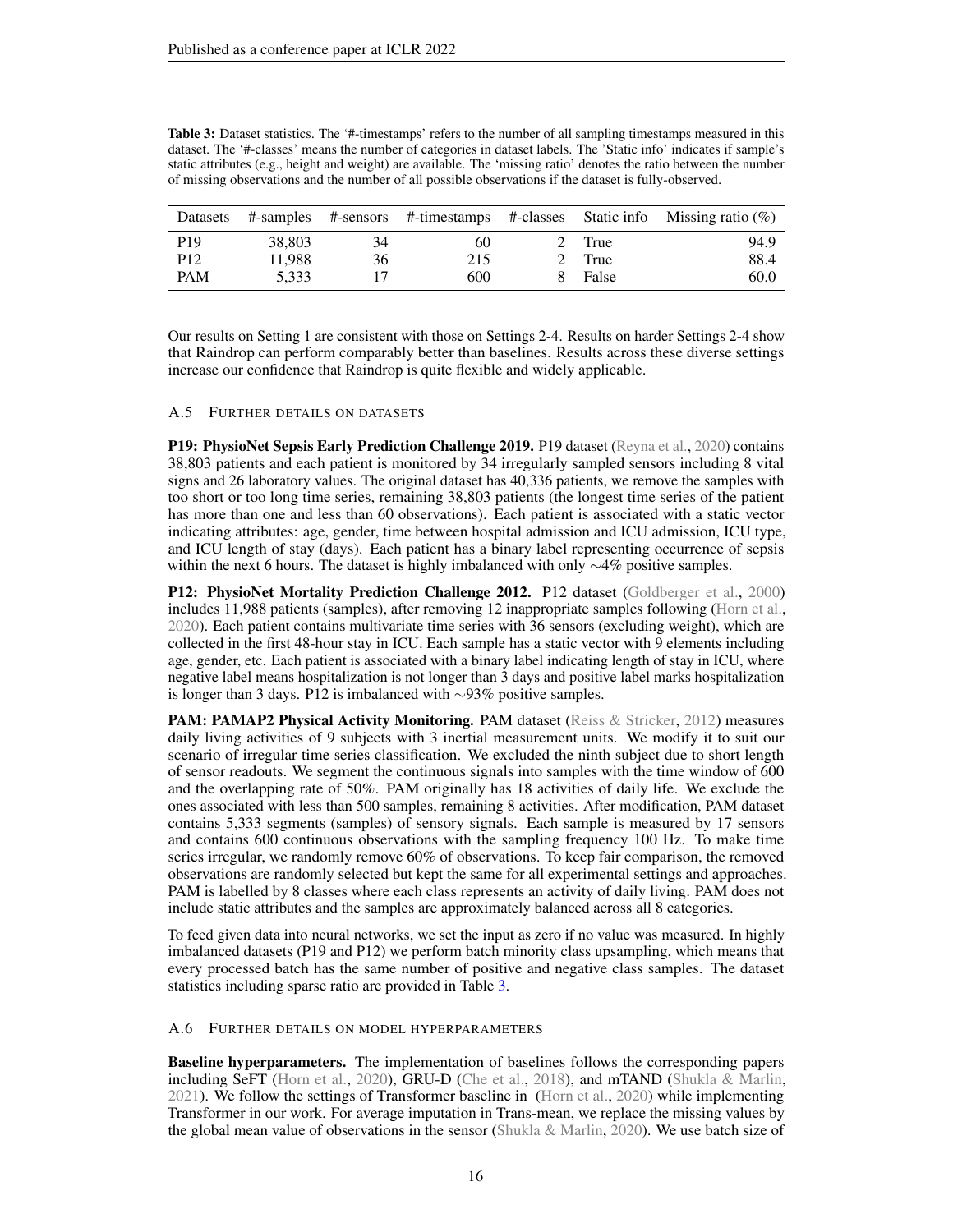**Table 3:** Dataset statistics. The '#-timestamps' refers to the number of all sampling timestamps measured in this dataset. The '#-classes' means the number of categories in dataset labels. The 'Static info' indicates if sample's static attributes (e.g., height and weight) are available. The 'missing ratio' denotes the ratio between the number of missing observations and the number of all possible observations if the dataset is fully-observed.

| Datasets | #-samples | #-sensors | #-timestamps | #-classes | Static info | Missing ratio (%) |
|---|---|---|---|---|---|---|
| P19 | 38,803 | 34 | 60 | 2 | True | 94.9 |
| P12 | 11,988 | 36 | 215 | 2 | True | 88.4 |
| PAM | 5,333 | 17 | 600 | 8 | False | 60.0 |

Our results on Setting 1 are consistent with those on Settings 2-4. Results on harder Settings 2-4 show that Raindrop can perform comparably better than baselines. Results across these diverse settings increase our confidence that Raindrop is quite flexible and widely applicable.

### A.5 Further details on datasets

**P19: PhysioNet Sepsis Early Prediction Challenge 2019.** P19 dataset (Reyna et al., 2020) contains 38,803 patients and each patient is monitored by 34 irregularly sampled sensors including 8 vital signs and 26 laboratory values. The original dataset has 40,336 patients, we remove the samples with too short or too long time series, remaining 38,803 patients (the longest time series of the patient has more than one and less than 60 observations). Each patient is associated with a static vector indicating attributes: age, gender, time between hospital admission and ICU admission, ICU type, and ICU length of stay (days). Each patient has a binary label representing occurrence of sepsis within the next 6 hours. The dataset is highly imbalanced with only $\sim$4% positive samples.

**P12: PhysioNet Mortality Prediction Challenge 2012.** P12 dataset (Goldberger et al., 2000) includes 11,988 patients (samples), after removing 12 inappropriate samples following (Horn et al., 2020). Each patient contains multivariate time series with 36 sensors (excluding weight), which are collected in the first 48-hour stay in ICU. Each sample has a static vector with 9 elements including age, gender, etc. Each patient is associated with a binary label indicating length of stay in ICU, where negative label means hospitalization is not longer than 3 days and positive label marks hospitalization is longer than 3 days. P12 is imbalanced with $\sim$93% positive samples.

**PAM: PAMAP2 Physical Activity Monitoring.** PAM dataset (Reiss & Stricker, 2012) measures daily living activities of 9 subjects with 3 inertial measurement units. We modify it to suit our scenario of irregular time series classification. We excluded the ninth subject due to short length of sensor readouts. We segment the continuous signals into samples with the time window of 600 and the overlapping rate of 50%. PAM originally has 18 activities of daily life. We exclude the ones associated with less than 500 samples, remaining 8 activities. After modification, PAM dataset contains 5,333 segments (samples) of sensory signals. Each sample is measured by 17 sensors and contains 600 continuous observations with the sampling frequency 100 Hz. To make time series irregular, we randomly remove 60% of observations. To keep fair comparison, the removed observations are randomly selected but kept the same for all experimental settings and approaches. PAM is labelled by 8 classes where each class represents an activity of daily living. PAM does not include static attributes and the samples are approximately balanced across all 8 categories.

To feed given data into neural networks, we set the input as zero if no value was measured. In highly imbalanced datasets (P19 and P12) we perform batch minority class upsampling, which means that every processed batch has the same number of positive and negative class samples. The dataset statistics including sparse ratio are provided in Table 3.

### A.6 Further details on model hyperparameters

**Baseline hyperparameters.** The implementation of baselines follows the corresponding papers including SeFT (Horn et al., 2020), GRU-D (Che et al., 2018), and mTAND (Shukla & Marlin, 2021). We follow the settings of Transformer baseline in (Horn et al., 2020) while implementing Transformer in our work. For average imputation in Trans-mean, we replace the missing values by the global mean value of observations in the sensor (Shukla & Marlin, 2020). We use batch size of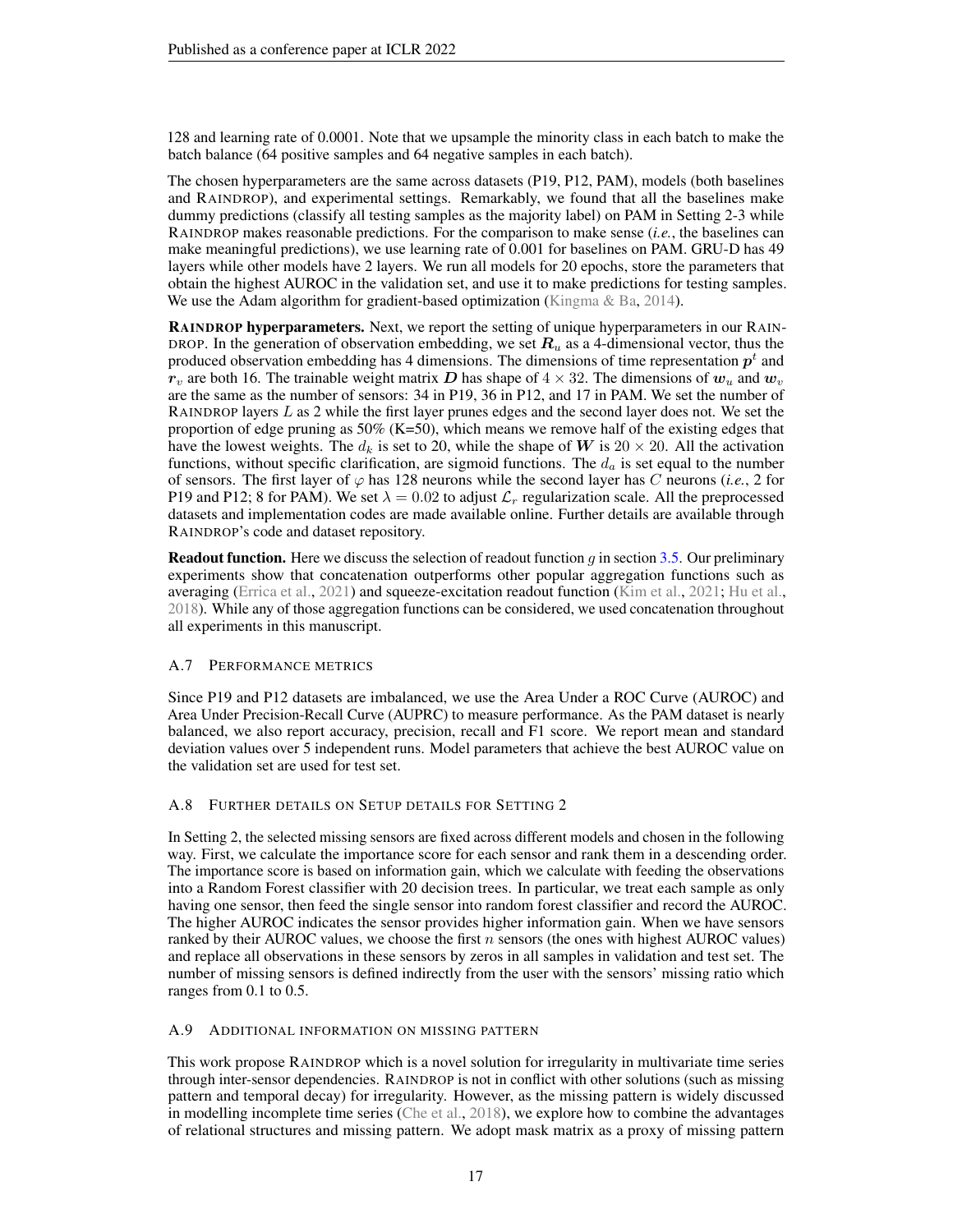128 and learning rate of 0.0001. Note that we upsample the minority class in each batch to make the batch balance (64 positive samples and 64 negative samples in each batch).

The chosen hyperparameters are the same across datasets (P19, P12, PAM), models (both baselines and RAINDROP), and experimental settings. Remarkably, we found that all the baselines make dummy predictions (classify all testing samples as the majority label) on PAM in Setting 2-3 while RAINDROP makes reasonable predictions. For the comparison to make sense (*i.e.*, the baselines can make meaningful predictions), we use learning rate of 0.001 for baselines on PAM. GRU-D has 49 layers while other models have 2 layers. We run all models for 20 epochs, store the parameters that obtain the highest AUROC in the validation set, and use it to make predictions for testing samples. We use the Adam algorithm for gradient-based optimization (Kingma & Ba, 2014).

**RAINDROP hyperparameters.** Next, we report the setting of unique hyperparameters in our RAINDROP. In the generation of observation embedding, we set $\boldsymbol{R}_u$ as a 4-dimensional vector, thus the produced observation embedding has 4 dimensions. The dimensions of time representation $\boldsymbol{p}^t$ and $\boldsymbol{r}_v$ are both 16. The trainable weight matrix $\boldsymbol{D}$ has shape of $4 \times 32$. The dimensions of $\boldsymbol{w}_u$ and $\boldsymbol{w}_v$ are the same as the number of sensors: 34 in P19, 36 in P12, and 17 in PAM. We set the number of RAINDROP layers $L$ as 2 while the first layer prunes edges and the second layer does not. We set the proportion of edge pruning as 50% (K=50), which means we remove half of the existing edges that have the lowest weights. The $d_k$ is set to 20, while the shape of $\boldsymbol{W}$ is $20 \times 20$. All the activation functions, without specific clarification, are sigmoid functions. The $d_a$ is set equal to the number of sensors. The first layer of $\varphi$ has 128 neurons while the second layer has $C$ neurons (*i.e.*, 2 for P19 and P12; 8 for PAM). We set $\lambda = 0.02$ to adjust $\mathcal{L}_r$ regularization scale. All the preprocessed datasets and implementation codes are made available online. Further details are available through RAINDROP's code and dataset repository.

**Readout function.** Here we discuss the selection of readout function $g$ in section 3.5. Our preliminary experiments show that concatenation outperforms other popular aggregation functions such as averaging (Errica et al., 2021) and squeeze-excitation readout function (Kim et al., 2021; Hu et al., 2018). While any of those aggregation functions can be considered, we used concatenation throughout all experiments in this manuscript.

### A.7 PERFORMANCE METRICS

Since P19 and P12 datasets are imbalanced, we use the Area Under a ROC Curve (AUROC) and Area Under Precision-Recall Curve (AUPRC) to measure performance. As the PAM dataset is nearly balanced, we also report accuracy, precision, recall and F1 score. We report mean and standard deviation values over 5 independent runs. Model parameters that achieve the best AUROC value on the validation set are used for test set.

### A.8 FURTHER DETAILS ON SETUP DETAILS FOR SETTING 2

In Setting 2, the selected missing sensors are fixed across different models and chosen in the following way. First, we calculate the importance score for each sensor and rank them in a descending order. The importance score is based on information gain, which we calculate with feeding the observations into a Random Forest classifier with 20 decision trees. In particular, we treat each sample as only having one sensor, then feed the single sensor into random forest classifier and record the AUROC. The higher AUROC indicates the sensor provides higher information gain. When we have sensors ranked by their AUROC values, we choose the first $n$ sensors (the ones with highest AUROC values) and replace all observations in these sensors by zeros in all samples in validation and test set. The number of missing sensors is defined indirectly from the user with the sensors' missing ratio which ranges from 0.1 to 0.5.

### A.9 ADDITIONAL INFORMATION ON MISSING PATTERN

This work propose RAINDROP which is a novel solution for irregularity in multivariate time series through inter-sensor dependencies. RAINDROP is not in conflict with other solutions (such as missing pattern and temporal decay) for irregularity. However, as the missing pattern is widely discussed in modelling incomplete time series (Che et al., 2018), we explore how to combine the advantages of relational structures and missing pattern. We adopt mask matrix as a proxy of missing pattern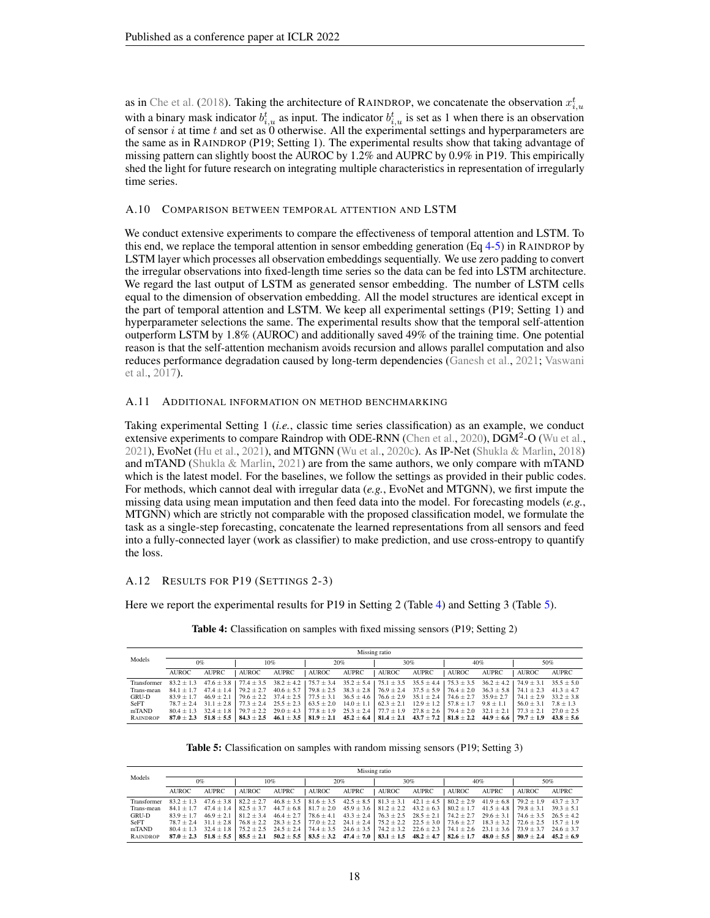as in Che et al. (2018). Taking the architecture of RAINDROP, we concatenate the observation $x_{i,u}^t$ with a binary mask indicator $b_{i,u}^t$ as input. The indicator $b_{i,u}^t$ is set as 1 when there is an observation of sensor $i$ at time $t$ and set as 0 otherwise. All the experimental settings and hyperparameters are the same as in RAINDROP (P19; Setting 1). The experimental results show that taking advantage of missing pattern can slightly boost the AUROC by 1.2% and AUPRC by 0.9% in P19. This empirically shed the light for future research on integrating multiple characteristics in representation of irregularly time series.

### A.10 Comparison between temporal attention and LSTM

We conduct extensive experiments to compare the effectiveness of temporal attention and LSTM. To this end, we replace the temporal attention in sensor embedding generation (Eq 4-5) in RAINDROP by LSTM layer which processes all observation embeddings sequentially. We use zero padding to convert the irregular observations into fixed-length time series so the data can be fed into LSTM architecture. We regard the last output of LSTM as generated sensor embedding. The number of LSTM cells equal to the dimension of observation embedding. All the model structures are identical except in the part of temporal attention and LSTM. We keep all experimental settings (P19; Setting 1) and hyperparameter selections the same. The experimental results show that the temporal self-attention outperform LSTM by 1.8% (AUROC) and additionally saved 49% of the training time. One potential reason is that the self-attention mechanism avoids recursion and allows parallel computation and also reduces performance degradation caused by long-term dependencies (Ganesh et al., 2021; Vaswani et al., 2017).

### A.11 Additional information on method benchmarking

Taking experimental Setting 1 (*i.e.*, classic time series classification) as an example, we conduct extensive experiments to compare Raindrop with ODE-RNN (Chen et al., 2020), DGM$^2$-O (Wu et al., 2021), EvoNet (Hu et al., 2021), and MTGNN (Wu et al., 2020c). As IP-Net (Shukla & Marlin, 2018) and mTAND (Shukla & Marlin, 2021) are from the same authors, we only compare with mTAND which is the latest model. For the baselines, we follow the settings as provided in their public codes. For methods, which cannot deal with irregular data (*e.g.*, EvoNet and MTGNN), we first impute the missing data using mean imputation and then feed data into the model. For forecasting models (*e.g.*, MTGNN) which are strictly not comparable with the proposed classification model, we formulate the task as a single-step forecasting, concatenate the learned representations from all sensors and feed into a fully-connected layer (work as classifier) to make prediction, and use cross-entropy to quantify the loss.

### A.12 Results for P19 (Settings 2-3)

Here we report the experimental results for P19 in Setting 2 (Table 4) and Setting 3 (Table 5).

**Table 4:** Classification on samples with fixed missing sensors (P19; Setting 2)

| Models | Missing ratio | | | | | | | | | | | |
|---|---|---|---|---|---|---|---|---|---|---|---|---|
| | 0% | | 10% | | 20% | | 30% | | 40% | | 50% | |
| | AUROC | AUPRC | AUROC | AUPRC | AUROC | AUPRC | AUROC | AUPRC | AUROC | AUPRC | AUROC | AUPRC |
| Transformer | 83.2 ± 1.3 | 47.6 ± 3.8 | 77.4 ± 3.5 | 38.2 ± 4.2 | 75.7 ± 3.4 | 35.2 ± 5.4 | 75.1 ± 3.5 | 35.5 ± 4.4 | 75.3 ± 3.5 | 36.2 ± 4.2 | 74.9 ± 3.1 | 35.5 ± 5.0 |
| Trans-mean | 84.1 ± 1.7 | 47.4 ± 1.4 | 79.2 ± 2.7 | 40.6 ± 5.7 | 79.8 ± 2.5 | 38.3 ± 2.8 | 76.9 ± 2.4 | 37.5 ± 5.9 | 76.4 ± 2.0 | 36.3 ± 5.8 | 74.1 ± 2.3 | 41.3 ± 4.7 |
| GRU-D | 83.9 ± 1.7 | 46.9 ± 2.1 | 79.6 ± 2.2 | 37.4 ± 2.5 | 77.5 ± 3.1 | 36.5 ± 4.6 | 76.6 ± 2.9 | 35.1 ± 2.4 | 74.6 ± 2.7 | 35.9± 2.7 | 74.1 ± 2.9 | 33.2 ± 3.8 |
| SeFT | 78.7 ± 2.4 | 31.1 ± 2.8 | 77.3 ± 2.4 | 25.5 ± 2.3 | 63.5 ± 2.0 | 14.0 ± 1.1 | 62.3 ± 2.1 | 12.9 ± 1.2 | 57.8 ± 1.7 | 9.8 ± 1.1 | 56.0 ± 3.1 | 7.8 ± 1.3 |
| mTAND | 80.4 ± 1.3 | 32.4 ± 1.8 | 79.7 ± 2.2 | 29.0 ± 4.3 | 77.8 ± 1.9 | 25.3 ± 2.4 | 77.7 ± 1.9 | 27.8 ± 2.6 | 79.4 ± 2.0 | 32.1 ± 2.1 | 77.3 ± 2.1 | 27.0 ± 2.5 |
| RAINDROP | **87.0 ± 2.3** | **51.8 ± 5.5** | **84.3 ± 2.5** | **46.1 ± 3.5** | **81.9 ± 2.1** | **45.2 ± 6.4** | **81.4 ± 2.1** | **43.7 ± 7.2** | **81.8 ± 2.2** | **44.9 ± 6.6** | **79.7 ± 1.9** | **43.8 ± 5.6** |

**Table 5:** Classification on samples with random missing sensors (P19; Setting 3)

| Models | Missing ratio | | | | | | | | | | | |
|---|---|---|---|---|---|---|---|---|---|---|---|---|
| | 0% | | 10% | | 20% | | 30% | | 40% | | 50% | |
| | AUROC | AUPRC | AUROC | AUPRC | AUROC | AUPRC | AUROC | AUPRC | AUROC | AUPRC | AUROC | AUPRC |
| Transformer | 83.2 ± 1.3 | 47.6 ± 3.8 | 82.2 ± 2.7 | 46.8 ± 3.5 | 81.6 ± 3.5 | 42.5 ± 8.5 | 81.3 ± 3.1 | 42.1 ± 4.5 | 80.2 ± 2.9 | 41.9 ± 6.8 | 79.2 ± 1.9 | 43.7 ± 3.7 |
| Trans-mean | 84.1 ± 1.7 | 47.4 ± 1.4 | 82.5 ± 3.7 | 44.7 ± 6.8 | 81.7 ± 2.0 | 45.9 ± 3.6 | 81.2 ± 2.2 | 43.2 ± 6.3 | 80.2 ± 1.7 | 41.5 ± 4.8 | 79.8 ± 3.1 | 39.3 ± 5.1 |
| GRU-D | 83.9 ± 1.7 | 46.9 ± 2.1 | 81.2 ± 3.4 | 46.4 ± 2.7 | 78.6 ± 4.1 | 43.3 ± 2.4 | 76.3 ± 2.5 | 28.5 ± 2.1 | 74.2 ± 2.7 | 29.6 ± 3.1 | 74.6 ± 3.5 | 26.5 ± 4.2 |
| SeFT | 78.7 ± 2.4 | 31.1 ± 2.8 | 76.8 ± 2.2 | 28.3 ± 2.5 | 77.0 ± 2.2 | 24.1 ± 2.4 | 75.2 ± 2.2 | 22.5 ± 3.0 | 73.6 ± 2.7 | 18.3 ± 3.2 | 72.6 ± 2.5 | 15.7 ± 1.9 |
| mTAND | 80.4 ± 1.3 | 32.4 ± 1.8 | 75.2 ± 2.5 | 24.5 ± 2.4 | 74.4 ± 3.5 | 24.6 ± 3.5 | 74.2 ± 3.2 | 22.6 ± 2.3 | 74.1 ± 2.6 | 23.1 ± 3.6 | 73.9 ± 3.7 | 24.6 ± 3.7 |
| RAINDROP | **87.0 ± 2.3** | **51.8 ± 5.5** | **85.5 ± 2.1** | **50.2 ± 5.5** | **83.5 ± 3.2** | **47.4 ± 7.0** | **83.1 ± 1.5** | **48.2 ± 4.7** | **82.6 ± 1.7** | **48.0 ± 5.5** | **80.9 ± 2.4** | **45.2 ± 6.9** |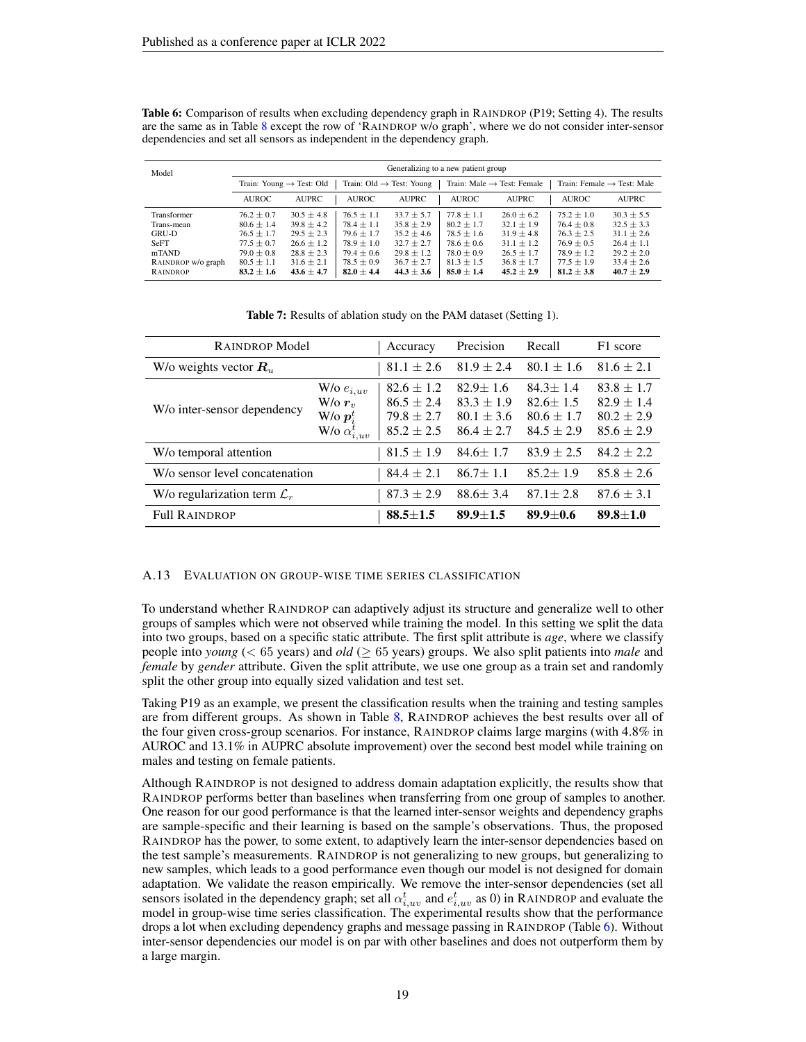**Table 6:** Comparison of results when excluding dependency graph in RAINDROP (P19; Setting 4). The results are the same as in Table 8 except the row of 'RAINDROP w/o graph', where we do not consider inter-sensor dependencies and set all sensors as independent in the dependency graph.

| Model | Generalizing to a new patient group | | | | | | | |
|---|---|---|---|---|---|---|---|---|
| | Train: Young → Test: Old | | Train: Old → Test: Young | | Train: Male → Test: Female | | Train: Female → Test: Male | |
| | AUROC | AUPRC | AUROC | AUPRC | AUROC | AUPRC | AUROC | AUPRC |
| Transformer | 76.2 ± 0.7 | 30.5 ± 4.8 | 76.5 ± 1.1 | 33.7 ± 5.7 | 77.8 ± 1.1 | 26.0 ± 6.2 | 75.2 ± 1.0 | 30.3 ± 5.5 |
| Trans-mean | 80.6 ± 1.4 | 39.8 ± 4.2 | 78.4 ± 1.1 | 35.8 ± 2.9 | 80.2 ± 1.7 | 32.1 ± 1.9 | 76.4 ± 0.8 | 32.5 ± 3.3 |
| GRU-D | 76.5 ± 1.7 | 29.5 ± 2.3 | 79.6 ± 1.7 | 35.2 ± 4.6 | 78.5 ± 1.6 | 31.9 ± 4.8 | 76.3 ± 2.5 | 31.1 ± 2.6 |
| SeFT | 77.5 ± 0.7 | 26.6 ± 1.2 | 78.9 ± 1.0 | 32.7 ± 2.7 | 78.6 ± 0.6 | 31.1 ± 1.2 | 76.9 ± 0.5 | 26.4 ± 1.1 |
| mTAND | 79.0 ± 0.8 | 28.8 ± 2.3 | 79.4 ± 0.6 | 29.8 ± 1.2 | 78.0 ± 0.9 | 26.5 ± 1.7 | 78.9 ± 1.2 | 29.2 ± 2.0 |
| RAINDROP w/o graph | 80.5 ± 1.1 | 31.6 ± 2.1 | 78.5 ± 0.9 | 36.7 ± 2.7 | 81.3 ± 1.5 | 36.8 ± 1.7 | 77.5 ± 1.9 | 33.4 ± 2.6 |
| RAINDROP | **83.2 ± 1.6** | **43.6 ± 4.7** | **82.0 ± 4.4** | **44.3 ± 3.6** | **85.0 ± 1.4** | **45.2 ± 2.9** | **81.2 ± 3.8** | **40.7 ± 2.9** |

**Table 7:** Results of ablation study on the PAM dataset (Setting 1).

| RAINDROP Model | | Accuracy | Precision | Recall | F1 score |
|---|---|---|---|---|---|
| W/o weights vector $\boldsymbol{R}_u$ | | 81.1 ± 2.6 | 81.9 ± 2.4 | 80.1 ± 1.6 | 81.6 ± 2.1 |
| W/o inter-sensor dependency | W/o $e_{i,uv}$ | 82.6 ± 1.2 | 82.9± 1.6 | 84.3± 1.4 | 83.8 ± 1.7 |
| | W/o $\boldsymbol{r}_v$ | 86.5 ± 2.4 | 83.3 ± 1.9 | 82.6± 1.5 | 82.9 ± 1.4 |
| | W/o $\boldsymbol{p}_i^t$ | 79.8 ± 2.7 | 80.1 ± 3.6 | 80.6 ± 1.7 | 80.2 ± 2.9 |
| | W/o $\alpha_{i,uv}^t$ | 85.2 ± 2.5 | 86.4 ± 2.7 | 84.5 ± 2.9 | 85.6 ± 2.9 |
| W/o temporal attention | | 81.5 ± 1.9 | 84.6± 1.7 | 83.9 ± 2.5 | 84.2 ± 2.2 |
| W/o sensor level concatenation | | 84.4 ± 2.1 | 86.7± 1.1 | 85.2± 1.9 | 85.8 ± 2.6 |
| W/o regularization term $\mathcal{L}_r$ | | 87.3 ± 2.9 | 88.6± 3.4 | 87.1± 2.8 | 87.6 ± 3.1 |
| Full RAINDROP | | **88.5±1.5** | **89.9±1.5** | **89.9±0.6** | **89.8±1.0** |

### A.13 EVALUATION ON GROUP-WISE TIME SERIES CLASSIFICATION

To understand whether RAINDROP can adaptively adjust its structure and generalize well to other groups of samples which were not observed while training the model. In this setting we split the data into two groups, based on a specific static attribute. The first split attribute is *age*, where we classify people into *young* ($< 65$ years) and *old* ($\geq 65$ years) groups. We also split patients into *male* and *female* by *gender* attribute. Given the split attribute, we use one group as a train set and randomly split the other group into equally sized validation and test set.

Taking P19 as an example, we present the classification results when the training and testing samples are from different groups. As shown in Table 8, RAINDROP achieves the best results over all of the four given cross-group scenarios. For instance, RAINDROP claims large margins (with 4.8% in AUROC and 13.1% in AUPRC absolute improvement) over the second best model while training on males and testing on female patients.

Although RAINDROP is not designed to address domain adaptation explicitly, the results show that RAINDROP performs better than baselines when transferring from one group of samples to another. One reason for our good performance is that the learned inter-sensor weights and dependency graphs are sample-specific and their learning is based on the sample's observations. Thus, the proposed RAINDROP has the power, to some extent, to adaptively learn the inter-sensor dependencies based on the test sample's measurements. RAINDROP is not generalizing to new groups, but generalizing to new samples, which leads to a good performance even though our model is not designed for domain adaptation. We validate the reason empirically. We remove the inter-sensor dependencies (set all sensors isolated in the dependency graph; set all $\alpha_{i,uv}^t$ and $e_{i,uv}^t$ as 0) in RAINDROP and evaluate the model in group-wise time series classification. The experimental results show that the performance drops a lot when excluding dependency graphs and message passing in RAINDROP (Table 6). Without inter-sensor dependencies our model is on par with other baselines and does not outperform them by a large margin.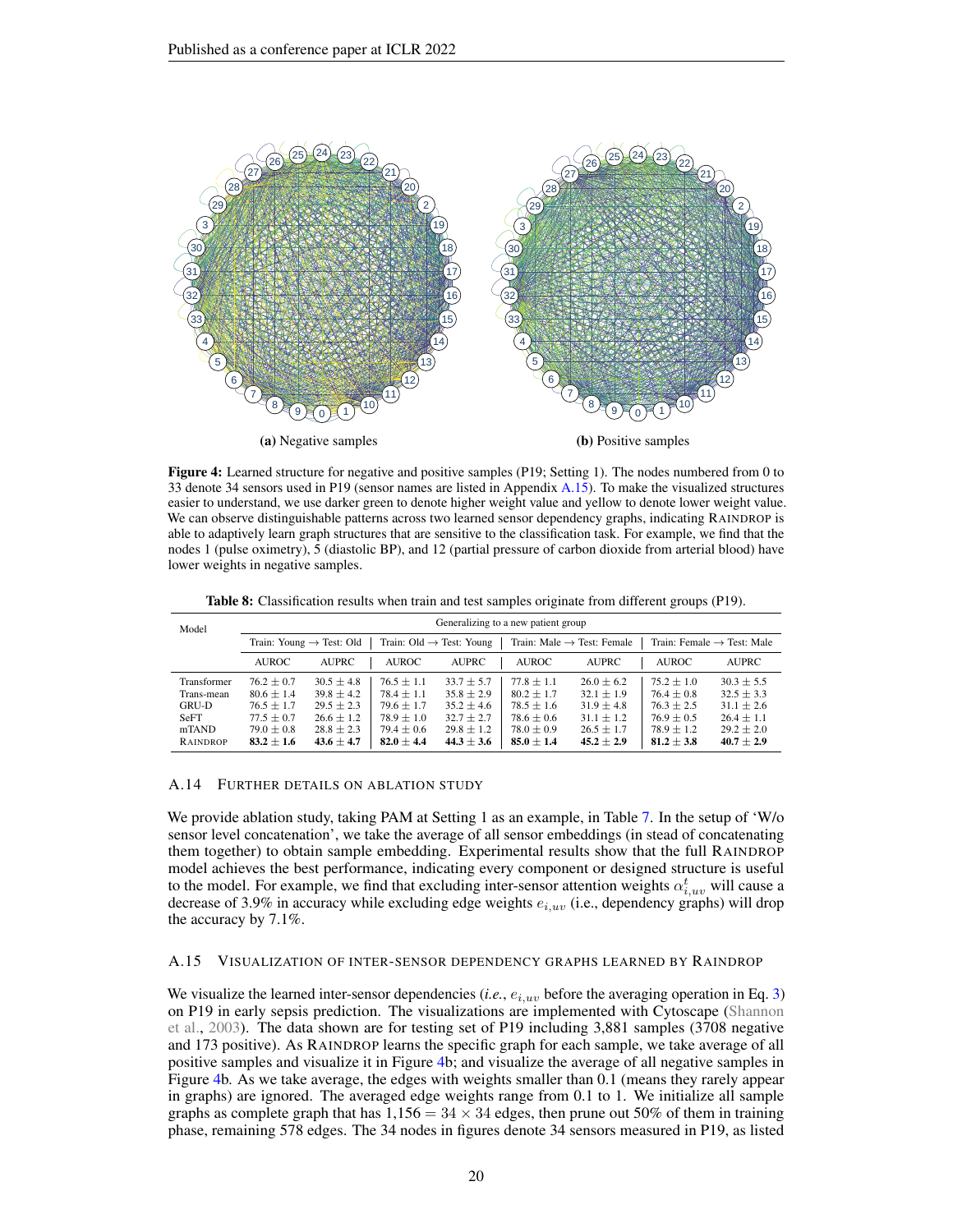(a) Negative samples

(b) Positive samples

**Figure 4:** Learned structure for negative and positive samples (P19; Setting 1). The nodes numbered from 0 to 33 denote 34 sensors used in P19 (sensor names are listed in Appendix A.15). To make the visualized structures easier to understand, we use darker green to denote higher weight value and yellow to denote lower weight value. We can observe distinguishable patterns across two learned sensor dependency graphs, indicating RAINDROP is able to adaptively learn graph structures that are sensitive to the classification task. For example, we find that the nodes 1 (pulse oximetry), 5 (diastolic BP), and 12 (partial pressure of carbon dioxide from arterial blood) have lower weights in negative samples.

**Table 8:** Classification results when train and test samples originate from different groups (P19).

| Model | Generalizing to a new patient group | | | | | | | |
|---|---|---|---|---|---|---|---|---|
| | Train: Young → Test: Old | | Train: Old → Test: Young | | Train: Male → Test: Female | | Train: Female → Test: Male | |
| | AUROC | AUPRC | AUROC | AUPRC | AUROC | AUPRC | AUROC | AUPRC |
| Transformer | 76.2 ± 0.7 | 30.5 ± 4.8 | 76.5 ± 1.1 | 33.7 ± 5.7 | 77.8 ± 1.1 | 26.0 ± 6.2 | 75.2 ± 1.0 | 30.3 ± 5.5 |
| Trans-mean | 80.6 ± 1.4 | 39.8 ± 4.2 | 78.4 ± 1.1 | 35.8 ± 2.9 | 80.2 ± 1.7 | 32.1 ± 1.9 | 76.4 ± 0.8 | 32.5 ± 3.3 |
| GRU-D | 76.5 ± 1.7 | 29.5 ± 2.3 | 79.6 ± 1.7 | 35.2 ± 4.6 | 78.5 ± 1.6 | 31.9 ± 4.8 | 76.3 ± 2.5 | 31.1 ± 2.6 |
| SeFT | 77.5 ± 0.7 | 26.6 ± 1.2 | 78.9 ± 1.0 | 32.7 ± 2.7 | 78.6 ± 0.6 | 31.1 ± 1.2 | 76.9 ± 0.5 | 26.4 ± 1.1 |
| mTAND | 79.0 ± 0.8 | 28.8 ± 2.3 | 79.4 ± 0.6 | 29.8 ± 1.2 | 78.0 ± 0.9 | 26.5 ± 1.7 | 78.9 ± 1.2 | 29.2 ± 2.0 |
| RAINDROP | **83.2 ± 1.6** | **43.6 ± 4.7** | **82.0 ± 4.4** | **44.3 ± 3.6** | **85.0 ± 1.4** | **45.2 ± 2.9** | **81.2 ± 3.8** | **40.7 ± 2.9** |

### A.14 Further details on ablation study

We provide ablation study, taking PAM at Setting 1 as an example, in Table 7. In the setup of 'W/o sensor level concatenation', we take the average of all sensor embeddings (in stead of concatenating them together) to obtain sample embedding. Experimental results show that the full RAINDROP model achieves the best performance, indicating every component or designed structure is useful to the model. For example, we find that excluding inter-sensor attention weights $\alpha_{i,uv}^t$ will cause a decrease of 3.9% in accuracy while excluding edge weights $e_{i,uv}$ (i.e., dependency graphs) will drop the accuracy by 7.1%.

### A.15 Visualization of inter-sensor dependency graphs learned by RAINDROP

We visualize the learned inter-sensor dependencies (*i.e.*, $e_{i,uv}$ before the averaging operation in Eq. 3) on P19 in early sepsis prediction. The visualizations are implemented with Cytoscape (Shannon et al., 2003). The data shown are for testing set of P19 including 3,881 samples (3708 negative and 173 positive). As RAINDROP learns the specific graph for each sample, we take average of all positive samples and visualize it in Figure 4b; and visualize the average of all negative samples in Figure 4b. As we take average, the edges with weights smaller than 0.1 (means they rarely appear in graphs) are ignored. The averaged edge weights range from 0.1 to 1. We initialize all sample graphs as complete graph that has $1{,}156 = 34 \times 34$ edges, then prune out 50% of them in training phase, remaining 578 edges. The 34 nodes in figures denote 34 sensors measured in P19, as listed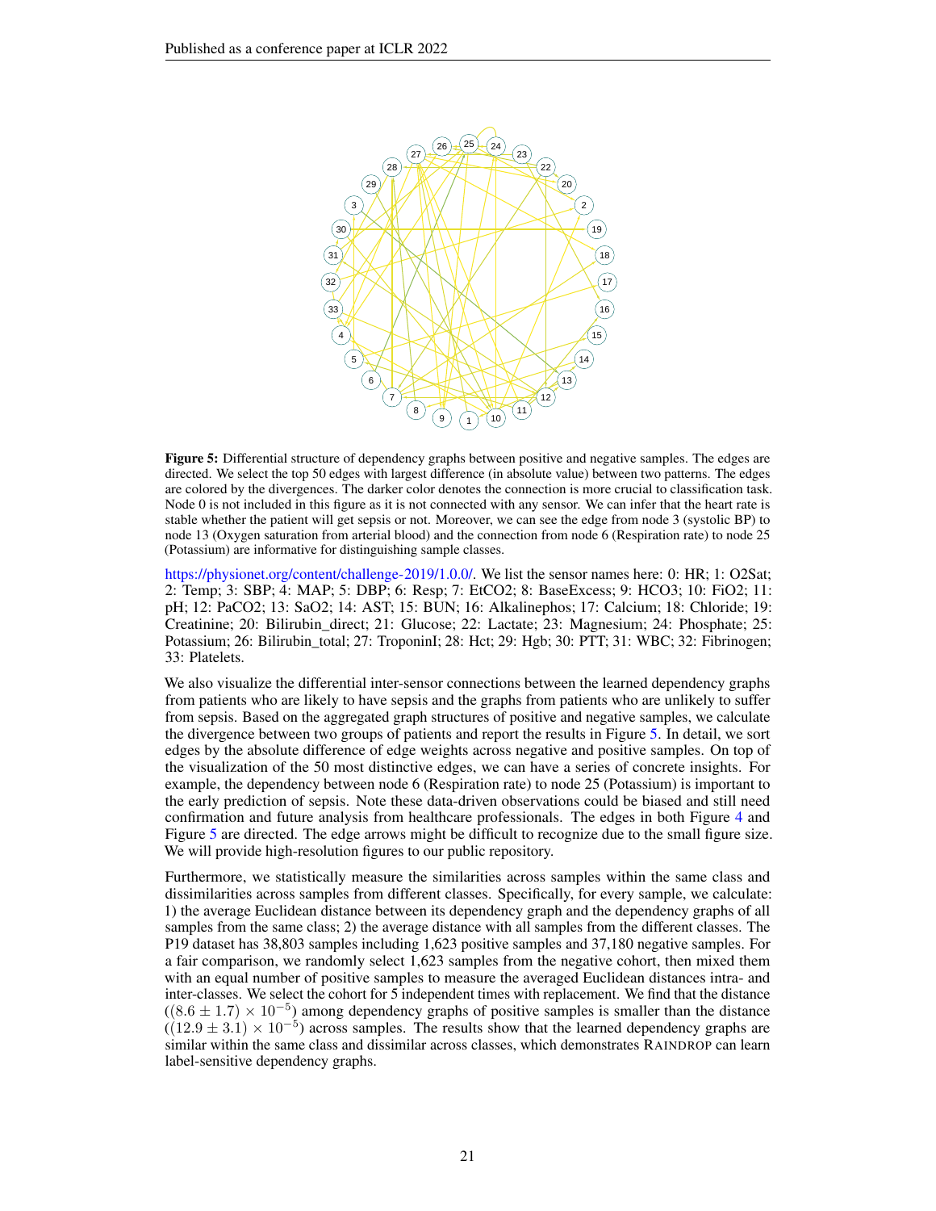1
2
3
4
5
6
7
8
9
10
11
12
13
14
15
16
17
18
19
20
22
23
24
25
26
27
28
29
30
31
32
33

**Figure 5:** Differential structure of dependency graphs between positive and negative samples. The edges are directed. We select the top 50 edges with largest difference (in absolute value) between two patterns. The edges are colored by the divergences. The darker color denotes the connection is more crucial to classification task. Node 0 is not included in this figure as it is not connected with any sensor. We can infer that the heart rate is stable whether the patient will get sepsis or not. Moreover, we can see the edge from node 3 (systolic BP) to node 13 (Oxygen saturation from arterial blood) and the connection from node 6 (Respiration rate) to node 25 (Potassium) are informative for distinguishing sample classes.

https://physionet.org/content/challenge-2019/1.0.0/. We list the sensor names here: 0: HR; 1: O2Sat; 2: Temp; 3: SBP; 4: MAP; 5: DBP; 6: Resp; 7: EtCO2; 8: BaseExcess; 9: HCO3; 10: FiO2; 11: pH; 12: PaCO2; 13: SaO2; 14: AST; 15: BUN; 16: Alkalinephos; 17: Calcium; 18: Chloride; 19: Creatinine; 20: Bilirubin_direct; 21: Glucose; 22: Lactate; 23: Magnesium; 24: Phosphate; 25: Potassium; 26: Bilirubin_total; 27: TroponinI; 28: Hct; 29: Hgb; 30: PTT; 31: WBC; 32: Fibrinogen; 33: Platelets.

We also visualize the differential inter-sensor connections between the learned dependency graphs from patients who are likely to have sepsis and the graphs from patients who are unlikely to suffer from sepsis. Based on the aggregated graph structures of positive and negative samples, we calculate the divergence between two groups of patients and report the results in Figure 5. In detail, we sort edges by the absolute difference of edge weights across negative and positive samples. On top of the visualization of the 50 most distinctive edges, we can have a series of concrete insights. For example, the dependency between node 6 (Respiration rate) to node 25 (Potassium) is important to the early prediction of sepsis. Note these data-driven observations could be biased and still need confirmation and future analysis from healthcare professionals. The edges in both Figure 4 and Figure 5 are directed. The edge arrows might be difficult to recognize due to the small figure size. We will provide high-resolution figures to our public repository.

Furthermore, we statistically measure the similarities across samples within the same class and dissimilarities across samples from different classes. Specifically, for every sample, we calculate: 1) the average Euclidean distance between its dependency graph and the dependency graphs of all samples from the same class; 2) the average distance with all samples from the different classes. The P19 dataset has 38,803 samples including 1,623 positive samples and 37,180 negative samples. For a fair comparison, we randomly select 1,623 samples from the negative cohort, then mixed them with an equal number of positive samples to measure the averaged Euclidean distances intra- and inter-classes. We select the cohort for 5 independent times with replacement. We find that the distance ($(8.6 \pm 1.7) \times 10^{-5}$) among dependency graphs of positive samples is smaller than the distance ($(12.9 \pm 3.1) \times 10^{-5}$) across samples. The results show that the learned dependency graphs are similar within the same class and dissimilar across classes, which demonstrates RAINDROP can learn label-sensitive dependency graphs.